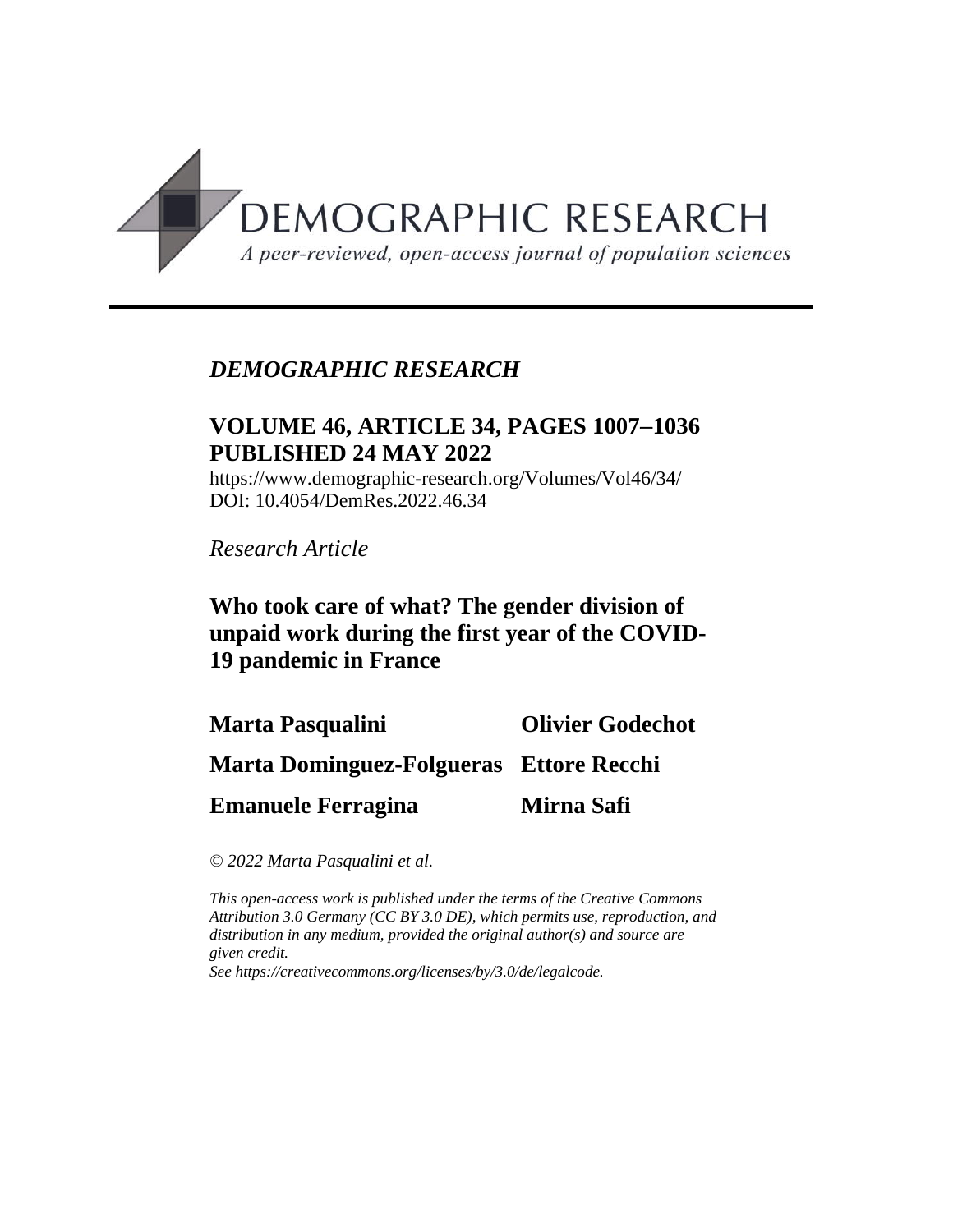DEMOGRAPHIC RESEARCH

*A peer-reviewed, open-access journal of population sciences*

---

*DEMOGRAPHIC RESEARCH*

**VOLUME 46, ARTICLE 34, PAGES 1007–1036**
**PUBLISHED 24 MAY 2022**

https://www.demographic-research.org/Volumes/Vol46/34/
DOI: 10.4054/DemRes.2022.46.34

*Research Article*

# Who took care of what? The gender division of unpaid work during the first year of the COVID-19 pandemic in France

**Marta Pasqualini** **Olivier Godechot**

**Marta Dominguez-Folgueras** **Ettore Recchi**

**Emanuele Ferragina** **Mirna Safi**

*© 2022 Marta Pasqualini et al.*

*This open-access work is published under the terms of the Creative Commons Attribution 3.0 Germany (CC BY 3.0 DE), which permits use, reproduction, and distribution in any medium, provided the original author(s) and source are given credit.*
*See https://creativecommons.org/licenses/by/3.0/de/legalcode.*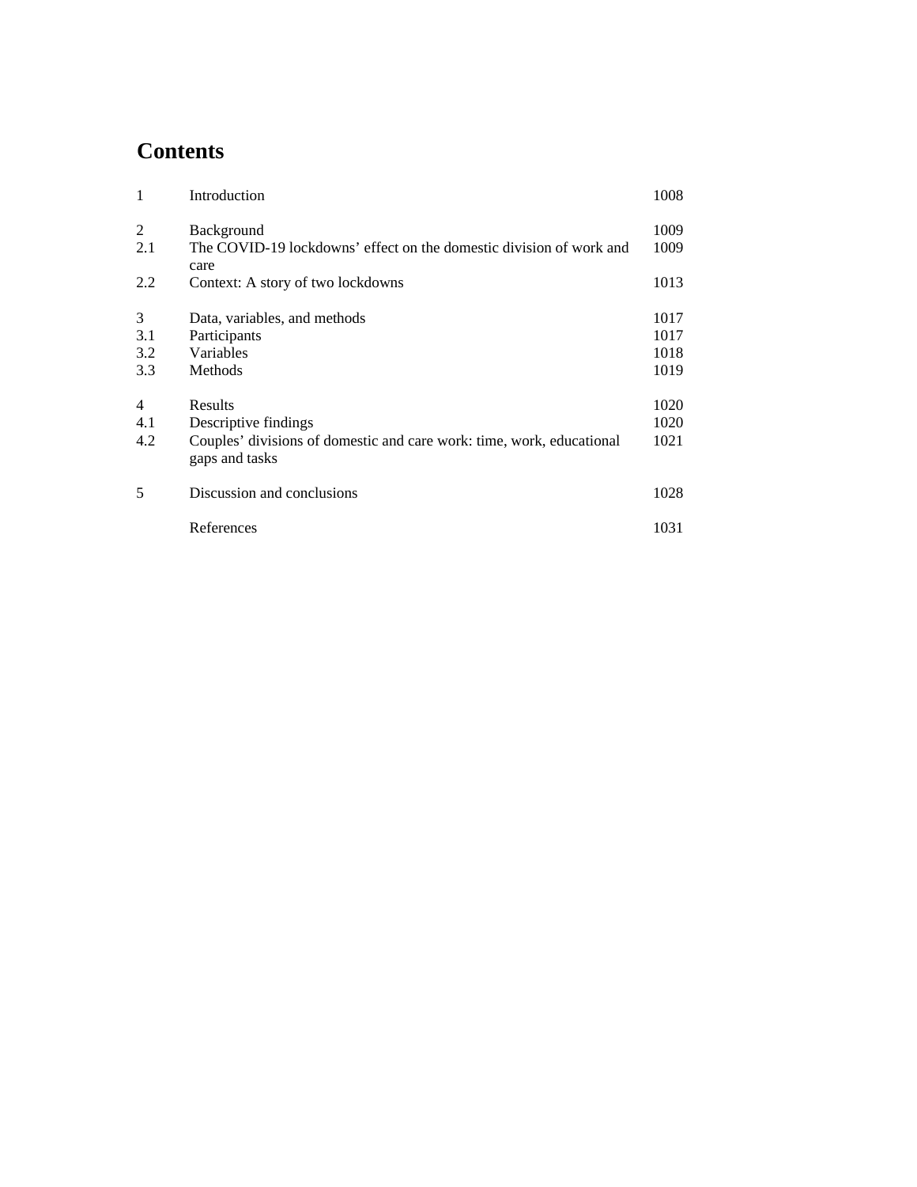# Contents

| | | |
|---|---|---|
| 1 | Introduction | 1008 |
| 2 | Background | 1009 |
| 2.1 | The COVID-19 lockdowns' effect on the domestic division of work and care | 1009 |
| 2.2 | Context: A story of two lockdowns | 1013 |
| 3 | Data, variables, and methods | 1017 |
| 3.1 | Participants | 1017 |
| 3.2 | Variables | 1018 |
| 3.3 | Methods | 1019 |
| 4 | Results | 1020 |
| 4.1 | Descriptive findings | 1020 |
| 4.2 | Couples' divisions of domestic and care work: time, work, educational gaps and tasks | 1021 |
| 5 | Discussion and conclusions | 1028 |
| | References | 1031 |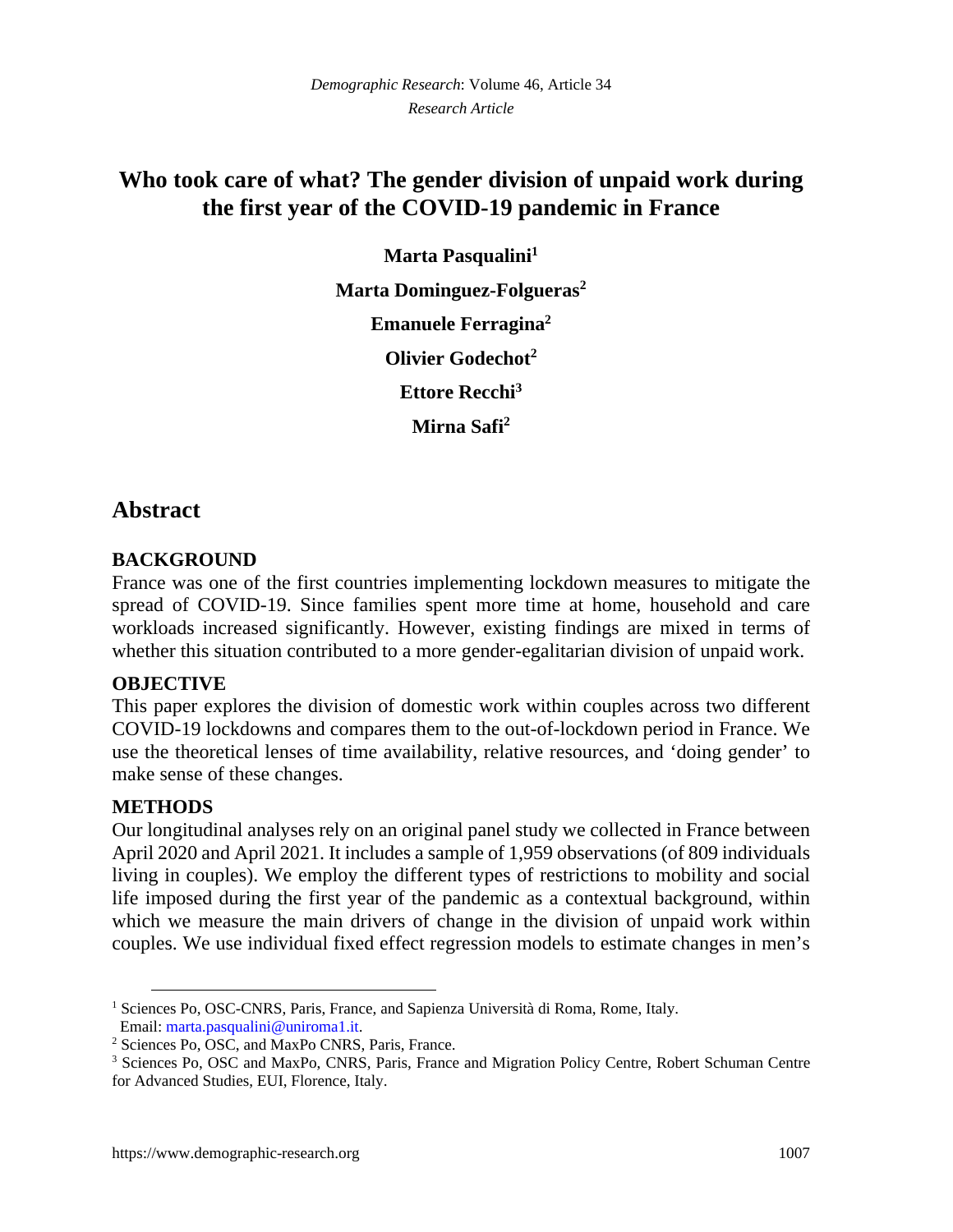# Who took care of what? The gender division of unpaid work during the first year of the COVID-19 pandemic in France

**Marta Pasqualini**[1]

**Marta Dominguez-Folgueras**[2]

**Emanuele Ferragina**[2]

**Olivier Godechot**[2]

**Ettore Recchi**[3]

**Mirna Safi**[2]

## Abstract

### BACKGROUND

France was one of the first countries implementing lockdown measures to mitigate the spread of COVID-19. Since families spent more time at home, household and care workloads increased significantly. However, existing findings are mixed in terms of whether this situation contributed to a more gender-egalitarian division of unpaid work.

### OBJECTIVE

This paper explores the division of domestic work within couples across two different COVID-19 lockdowns and compares them to the out-of-lockdown period in France. We use the theoretical lenses of time availability, relative resources, and 'doing gender' to make sense of these changes.

### METHODS

Our longitudinal analyses rely on an original panel study we collected in France between April 2020 and April 2021. It includes a sample of 1,959 observations (of 809 individuals living in couples). We employ the different types of restrictions to mobility and social life imposed during the first year of the pandemic as a contextual background, within which we measure the main drivers of change in the division of unpaid work within couples. We use individual fixed effect regression models to estimate changes in men's

---

[1] Sciences Po, OSC-CNRS, Paris, France, and Sapienza Università di Roma, Rome, Italy. Email: marta.pasqualini@uniroma1.it.

[2] Sciences Po, OSC, and MaxPo CNRS, Paris, France.

[3] Sciences Po, OSC and MaxPo, CNRS, Paris, France and Migration Policy Centre, Robert Schuman Centre for Advanced Studies, EUI, Florence, Italy.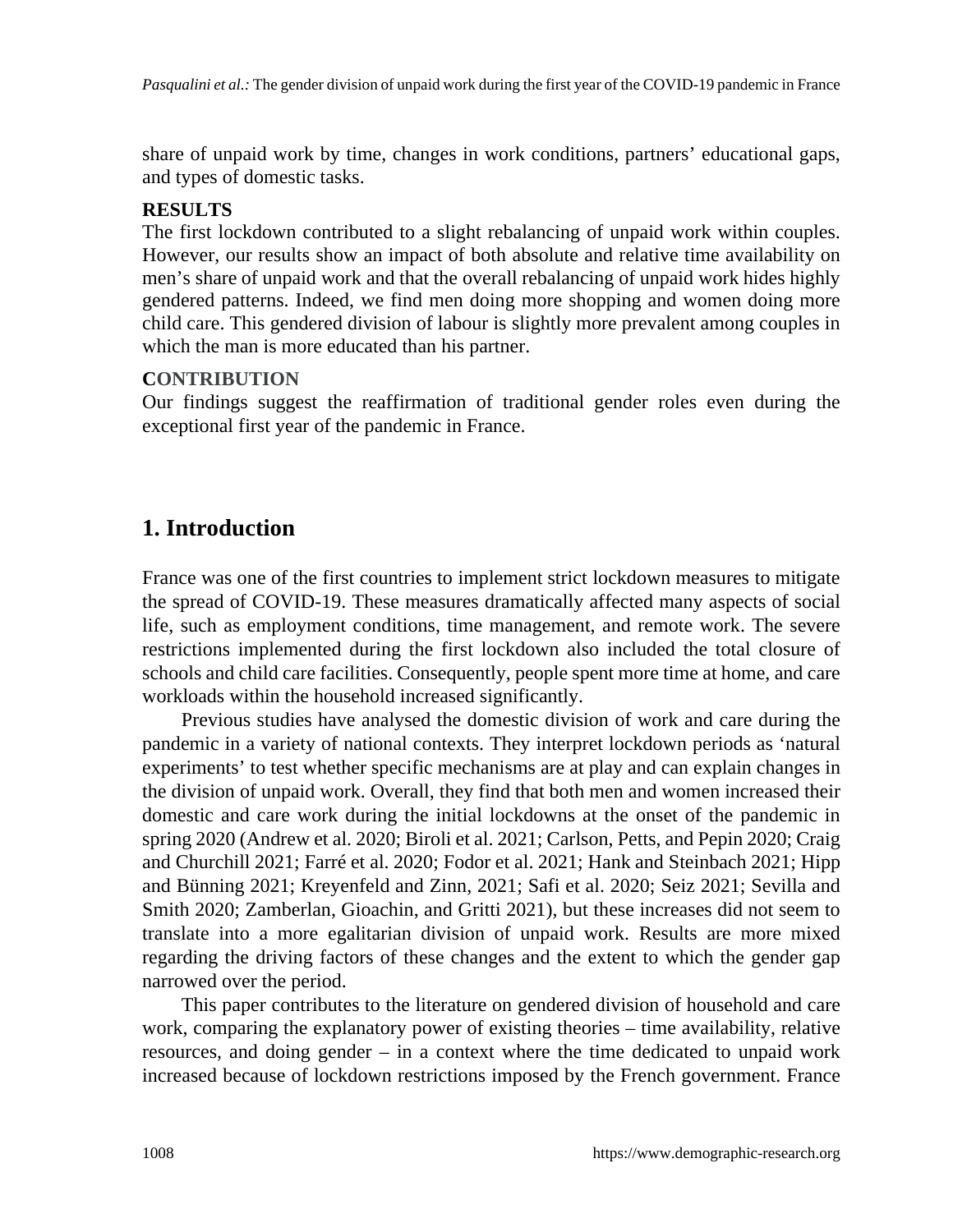share of unpaid work by time, changes in work conditions, partners' educational gaps, and types of domestic tasks.

**RESULTS**

The first lockdown contributed to a slight rebalancing of unpaid work within couples. However, our results show an impact of both absolute and relative time availability on men's share of unpaid work and that the overall rebalancing of unpaid work hides highly gendered patterns. Indeed, we find men doing more shopping and women doing more child care. This gendered division of labour is slightly more prevalent among couples in which the man is more educated than his partner.

**CONTRIBUTION**

Our findings suggest the reaffirmation of traditional gender roles even during the exceptional first year of the pandemic in France.

## 1. Introduction

France was one of the first countries to implement strict lockdown measures to mitigate the spread of COVID-19. These measures dramatically affected many aspects of social life, such as employment conditions, time management, and remote work. The severe restrictions implemented during the first lockdown also included the total closure of schools and child care facilities. Consequently, people spent more time at home, and care workloads within the household increased significantly.

Previous studies have analysed the domestic division of work and care during the pandemic in a variety of national contexts. They interpret lockdown periods as 'natural experiments' to test whether specific mechanisms are at play and can explain changes in the division of unpaid work. Overall, they find that both men and women increased their domestic and care work during the initial lockdowns at the onset of the pandemic in spring 2020 (Andrew et al. 2020; Biroli et al. 2021; Carlson, Petts, and Pepin 2020; Craig and Churchill 2021; Farré et al. 2020; Fodor et al. 2021; Hank and Steinbach 2021; Hipp and Bünning 2021; Kreyenfeld and Zinn, 2021; Safi et al. 2020; Seiz 2021; Sevilla and Smith 2020; Zamberlan, Gioachin, and Gritti 2021), but these increases did not seem to translate into a more egalitarian division of unpaid work. Results are more mixed regarding the driving factors of these changes and the extent to which the gender gap narrowed over the period.

This paper contributes to the literature on gendered division of household and care work, comparing the explanatory power of existing theories – time availability, relative resources, and doing gender – in a context where the time dedicated to unpaid work increased because of lockdown restrictions imposed by the French government. France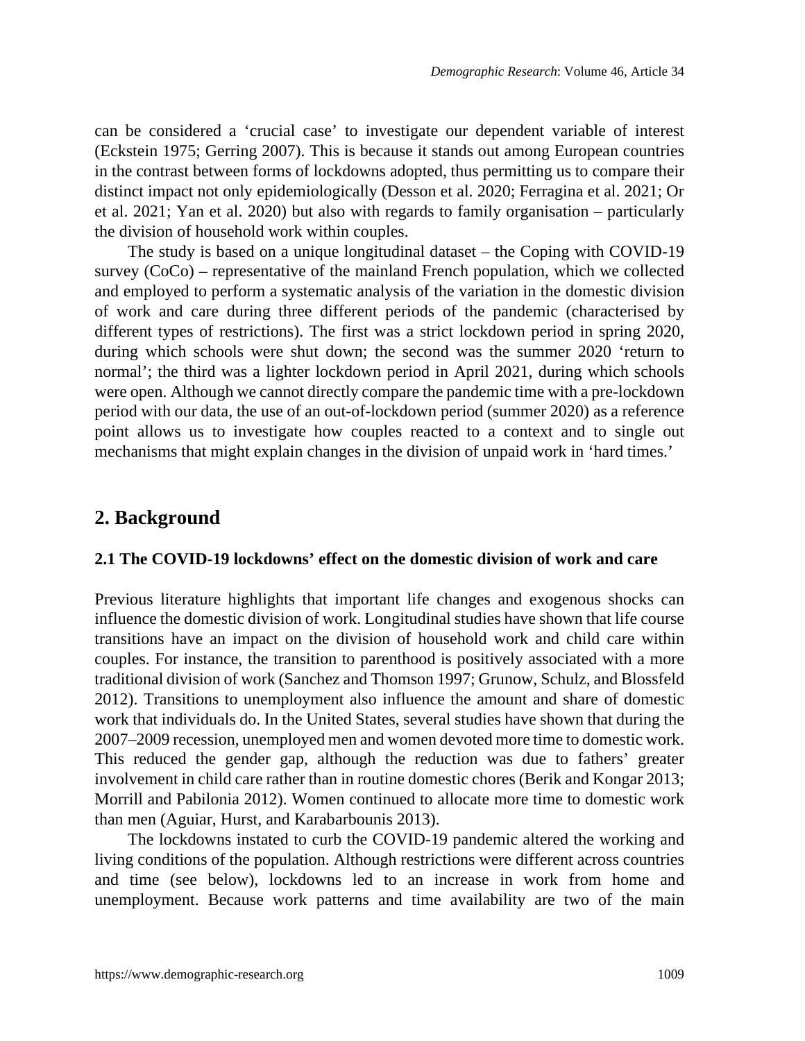can be considered a 'crucial case' to investigate our dependent variable of interest (Eckstein 1975; Gerring 2007). This is because it stands out among European countries in the contrast between forms of lockdowns adopted, thus permitting us to compare their distinct impact not only epidemiologically (Desson et al. 2020; Ferragina et al. 2021; Or et al. 2021; Yan et al. 2020) but also with regards to family organisation – particularly the division of household work within couples.

The study is based on a unique longitudinal dataset – the Coping with COVID-19 survey (CoCo) – representative of the mainland French population, which we collected and employed to perform a systematic analysis of the variation in the domestic division of work and care during three different periods of the pandemic (characterised by different types of restrictions). The first was a strict lockdown period in spring 2020, during which schools were shut down; the second was the summer 2020 'return to normal'; the third was a lighter lockdown period in April 2021, during which schools were open. Although we cannot directly compare the pandemic time with a pre-lockdown period with our data, the use of an out-of-lockdown period (summer 2020) as a reference point allows us to investigate how couples reacted to a context and to single out mechanisms that might explain changes in the division of unpaid work in 'hard times.'

## 2. Background

### 2.1 The COVID-19 lockdowns' effect on the domestic division of work and care

Previous literature highlights that important life changes and exogenous shocks can influence the domestic division of work. Longitudinal studies have shown that life course transitions have an impact on the division of household work and child care within couples. For instance, the transition to parenthood is positively associated with a more traditional division of work (Sanchez and Thomson 1997; Grunow, Schulz, and Blossfeld 2012). Transitions to unemployment also influence the amount and share of domestic work that individuals do. In the United States, several studies have shown that during the 2007–2009 recession, unemployed men and women devoted more time to domestic work. This reduced the gender gap, although the reduction was due to fathers' greater involvement in child care rather than in routine domestic chores (Berik and Kongar 2013; Morrill and Pabilonia 2012). Women continued to allocate more time to domestic work than men (Aguiar, Hurst, and Karabarbounis 2013).

The lockdowns instated to curb the COVID-19 pandemic altered the working and living conditions of the population. Although restrictions were different across countries and time (see below), lockdowns led to an increase in work from home and unemployment. Because work patterns and time availability are two of the main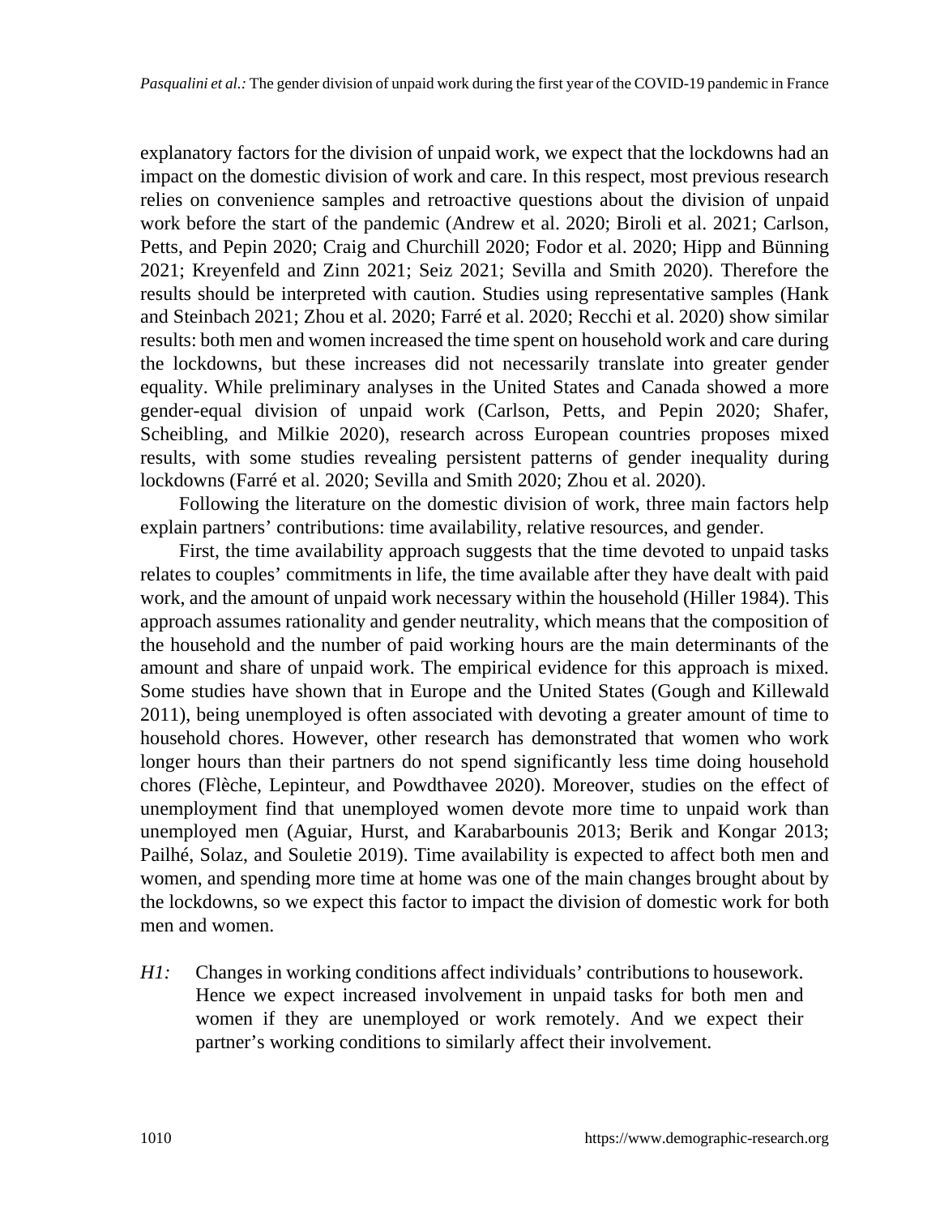explanatory factors for the division of unpaid work, we expect that the lockdowns had an impact on the domestic division of work and care. In this respect, most previous research relies on convenience samples and retroactive questions about the division of unpaid work before the start of the pandemic (Andrew et al. 2020; Biroli et al. 2021; Carlson, Petts, and Pepin 2020; Craig and Churchill 2020; Fodor et al. 2020; Hipp and Bünning 2021; Kreyenfeld and Zinn 2021; Seiz 2021; Sevilla and Smith 2020). Therefore the results should be interpreted with caution. Studies using representative samples (Hank and Steinbach 2021; Zhou et al. 2020; Farré et al. 2020; Recchi et al. 2020) show similar results: both men and women increased the time spent on household work and care during the lockdowns, but these increases did not necessarily translate into greater gender equality. While preliminary analyses in the United States and Canada showed a more gender-equal division of unpaid work (Carlson, Petts, and Pepin 2020; Shafer, Scheibling, and Milkie 2020), research across European countries proposes mixed results, with some studies revealing persistent patterns of gender inequality during lockdowns (Farré et al. 2020; Sevilla and Smith 2020; Zhou et al. 2020).

Following the literature on the domestic division of work, three main factors help explain partners' contributions: time availability, relative resources, and gender.

First, the time availability approach suggests that the time devoted to unpaid tasks relates to couples' commitments in life, the time available after they have dealt with paid work, and the amount of unpaid work necessary within the household (Hiller 1984). This approach assumes rationality and gender neutrality, which means that the composition of the household and the number of paid working hours are the main determinants of the amount and share of unpaid work. The empirical evidence for this approach is mixed. Some studies have shown that in Europe and the United States (Gough and Killewald 2011), being unemployed is often associated with devoting a greater amount of time to household chores. However, other research has demonstrated that women who work longer hours than their partners do not spend significantly less time doing household chores (Flèche, Lepinteur, and Powdthavee 2020). Moreover, studies on the effect of unemployment find that unemployed women devote more time to unpaid work than unemployed men (Aguiar, Hurst, and Karabarbounis 2013; Berik and Kongar 2013; Pailhé, Solaz, and Souletie 2019). Time availability is expected to affect both men and women, and spending more time at home was one of the main changes brought about by the lockdowns, so we expect this factor to impact the division of domestic work for both men and women.

*H1:* Changes in working conditions affect individuals' contributions to housework. Hence we expect increased involvement in unpaid tasks for both men and women if they are unemployed or work remotely. And we expect their partner's working conditions to similarly affect their involvement.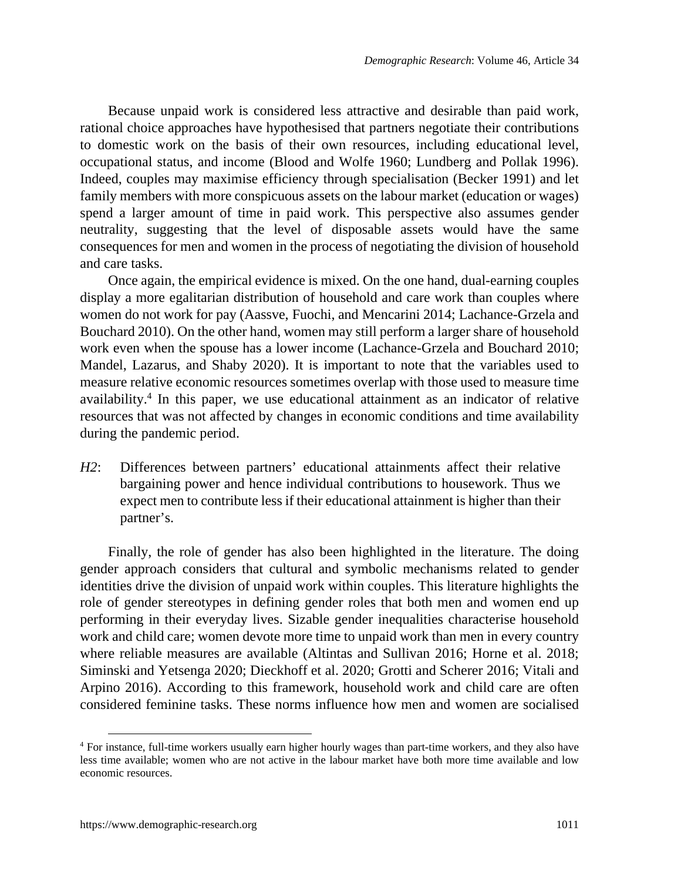Because unpaid work is considered less attractive and desirable than paid work, rational choice approaches have hypothesised that partners negotiate their contributions to domestic work on the basis of their own resources, including educational level, occupational status, and income (Blood and Wolfe 1960; Lundberg and Pollak 1996). Indeed, couples may maximise efficiency through specialisation (Becker 1991) and let family members with more conspicuous assets on the labour market (education or wages) spend a larger amount of time in paid work. This perspective also assumes gender neutrality, suggesting that the level of disposable assets would have the same consequences for men and women in the process of negotiating the division of household and care tasks.

Once again, the empirical evidence is mixed. On the one hand, dual-earning couples display a more egalitarian distribution of household and care work than couples where women do not work for pay (Aassve, Fuochi, and Mencarini 2014; Lachance-Grzela and Bouchard 2010). On the other hand, women may still perform a larger share of household work even when the spouse has a lower income (Lachance-Grzela and Bouchard 2010; Mandel, Lazarus, and Shaby 2020). It is important to note that the variables used to measure relative economic resources sometimes overlap with those used to measure time availability.[4] In this paper, we use educational attainment as an indicator of relative resources that was not affected by changes in economic conditions and time availability during the pandemic period.

*H2*: Differences between partners' educational attainments affect their relative bargaining power and hence individual contributions to housework. Thus we expect men to contribute less if their educational attainment is higher than their partner's.

Finally, the role of gender has also been highlighted in the literature. The doing gender approach considers that cultural and symbolic mechanisms related to gender identities drive the division of unpaid work within couples. This literature highlights the role of gender stereotypes in defining gender roles that both men and women end up performing in their everyday lives. Sizable gender inequalities characterise household work and child care; women devote more time to unpaid work than men in every country where reliable measures are available (Altintas and Sullivan 2016; Horne et al. 2018; Siminski and Yetsenga 2020; Dieckhoff et al. 2020; Grotti and Scherer 2016; Vitali and Arpino 2016). According to this framework, household work and child care are often considered feminine tasks. These norms influence how men and women are socialised

---

[4] For instance, full-time workers usually earn higher hourly wages than part-time workers, and they also have less time available; women who are not active in the labour market have both more time available and low economic resources.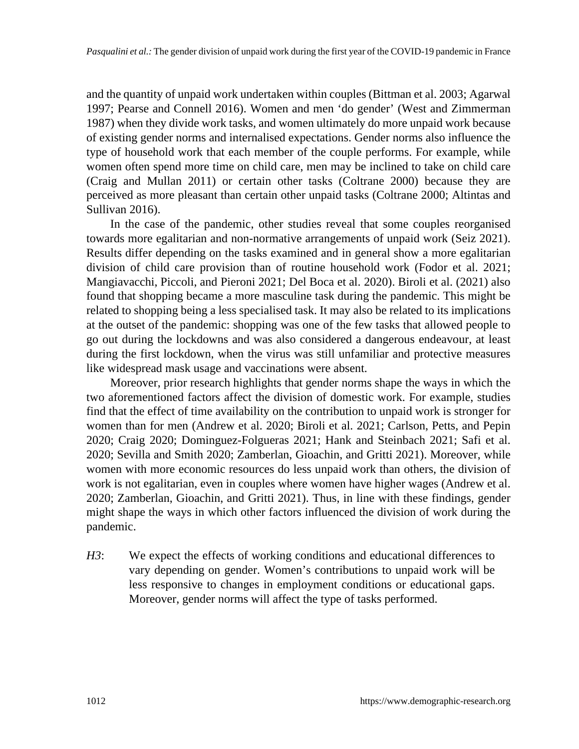and the quantity of unpaid work undertaken within couples (Bittman et al. 2003; Agarwal 1997; Pearse and Connell 2016). Women and men 'do gender' (West and Zimmerman 1987) when they divide work tasks, and women ultimately do more unpaid work because of existing gender norms and internalised expectations. Gender norms also influence the type of household work that each member of the couple performs. For example, while women often spend more time on child care, men may be inclined to take on child care (Craig and Mullan 2011) or certain other tasks (Coltrane 2000) because they are perceived as more pleasant than certain other unpaid tasks (Coltrane 2000; Altintas and Sullivan 2016).

In the case of the pandemic, other studies reveal that some couples reorganised towards more egalitarian and non-normative arrangements of unpaid work (Seiz 2021). Results differ depending on the tasks examined and in general show a more egalitarian division of child care provision than of routine household work (Fodor et al. 2021; Mangiavacchi, Piccoli, and Pieroni 2021; Del Boca et al. 2020). Biroli et al. (2021) also found that shopping became a more masculine task during the pandemic. This might be related to shopping being a less specialised task. It may also be related to its implications at the outset of the pandemic: shopping was one of the few tasks that allowed people to go out during the lockdowns and was also considered a dangerous endeavour, at least during the first lockdown, when the virus was still unfamiliar and protective measures like widespread mask usage and vaccinations were absent.

Moreover, prior research highlights that gender norms shape the ways in which the two aforementioned factors affect the division of domestic work. For example, studies find that the effect of time availability on the contribution to unpaid work is stronger for women than for men (Andrew et al. 2020; Biroli et al. 2021; Carlson, Petts, and Pepin 2020; Craig 2020; Dominguez-Folgueras 2021; Hank and Steinbach 2021; Safi et al. 2020; Sevilla and Smith 2020; Zamberlan, Gioachin, and Gritti 2021). Moreover, while women with more economic resources do less unpaid work than others, the division of work is not egalitarian, even in couples where women have higher wages (Andrew et al. 2020; Zamberlan, Gioachin, and Gritti 2021). Thus, in line with these findings, gender might shape the ways in which other factors influenced the division of work during the pandemic.

*H3*: We expect the effects of working conditions and educational differences to vary depending on gender. Women's contributions to unpaid work will be less responsive to changes in employment conditions or educational gaps. Moreover, gender norms will affect the type of tasks performed.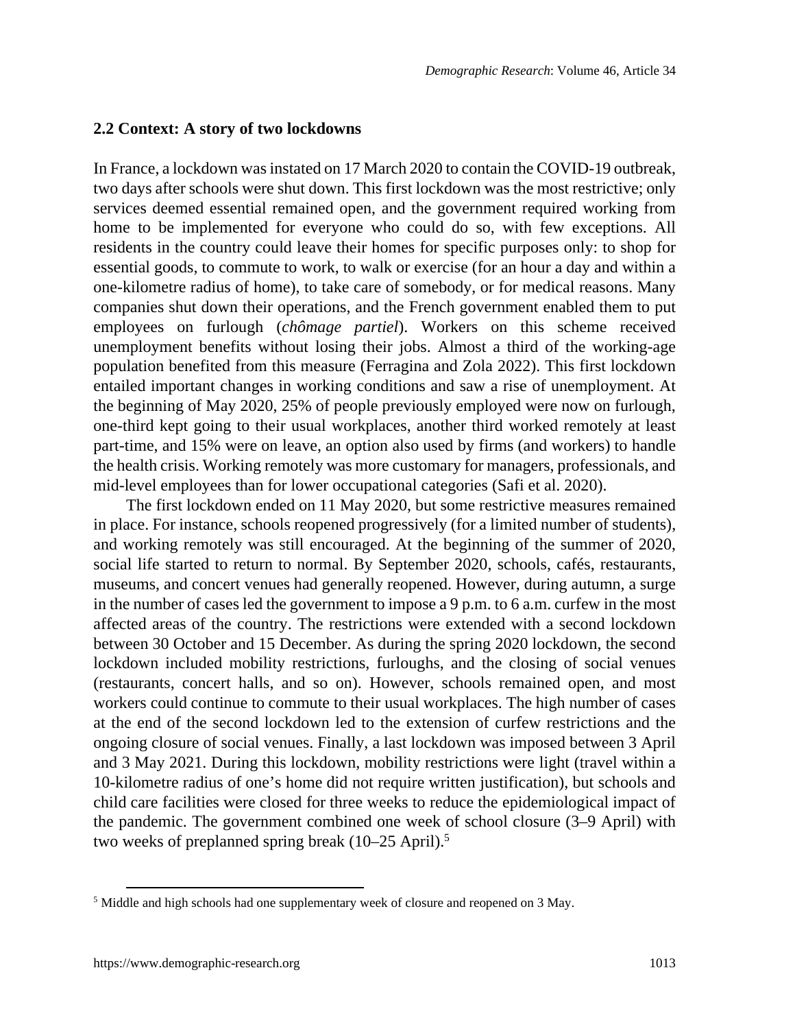## 2.2 Context: A story of two lockdowns

In France, a lockdown was instated on 17 March 2020 to contain the COVID-19 outbreak, two days after schools were shut down. This first lockdown was the most restrictive; only services deemed essential remained open, and the government required working from home to be implemented for everyone who could do so, with few exceptions. All residents in the country could leave their homes for specific purposes only: to shop for essential goods, to commute to work, to walk or exercise (for an hour a day and within a one-kilometre radius of home), to take care of somebody, or for medical reasons. Many companies shut down their operations, and the French government enabled them to put employees on furlough (*chômage partiel*). Workers on this scheme received unemployment benefits without losing their jobs. Almost a third of the working-age population benefited from this measure (Ferragina and Zola 2022). This first lockdown entailed important changes in working conditions and saw a rise of unemployment. At the beginning of May 2020, 25% of people previously employed were now on furlough, one-third kept going to their usual workplaces, another third worked remotely at least part-time, and 15% were on leave, an option also used by firms (and workers) to handle the health crisis. Working remotely was more customary for managers, professionals, and mid-level employees than for lower occupational categories (Safi et al. 2020).

The first lockdown ended on 11 May 2020, but some restrictive measures remained in place. For instance, schools reopened progressively (for a limited number of students), and working remotely was still encouraged. At the beginning of the summer of 2020, social life started to return to normal. By September 2020, schools, cafés, restaurants, museums, and concert venues had generally reopened. However, during autumn, a surge in the number of cases led the government to impose a 9 p.m. to 6 a.m. curfew in the most affected areas of the country. The restrictions were extended with a second lockdown between 30 October and 15 December. As during the spring 2020 lockdown, the second lockdown included mobility restrictions, furloughs, and the closing of social venues (restaurants, concert halls, and so on). However, schools remained open, and most workers could continue to commute to their usual workplaces. The high number of cases at the end of the second lockdown led to the extension of curfew restrictions and the ongoing closure of social venues. Finally, a last lockdown was imposed between 3 April and 3 May 2021. During this lockdown, mobility restrictions were light (travel within a 10-kilometre radius of one's home did not require written justification), but schools and child care facilities were closed for three weeks to reduce the epidemiological impact of the pandemic. The government combined one week of school closure (3–9 April) with two weeks of preplanned spring break (10–25 April).[5]

[5] Middle and high schools had one supplementary week of closure and reopened on 3 May.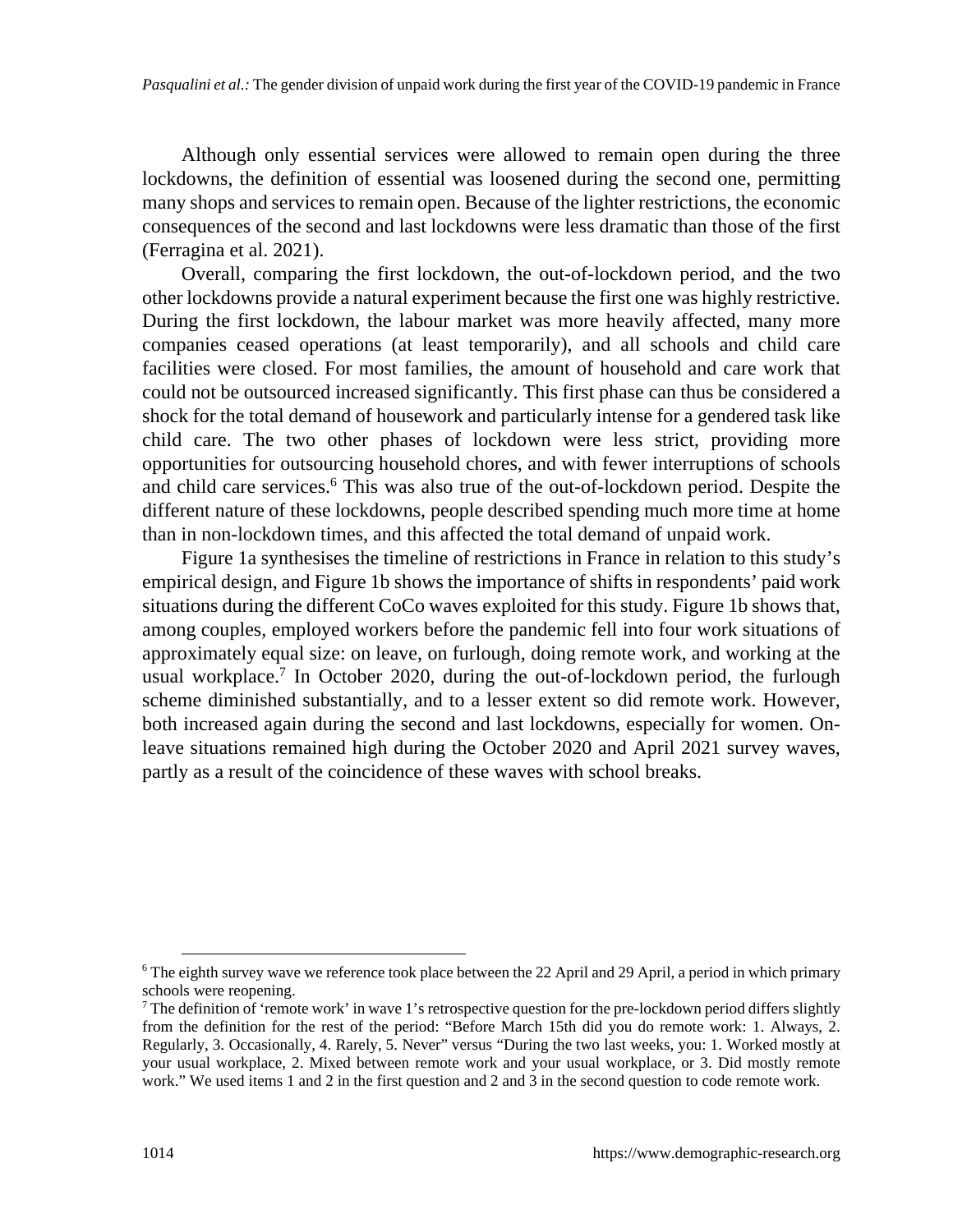Although only essential services were allowed to remain open during the three lockdowns, the definition of essential was loosened during the second one, permitting many shops and services to remain open. Because of the lighter restrictions, the economic consequences of the second and last lockdowns were less dramatic than those of the first (Ferragina et al. 2021).

Overall, comparing the first lockdown, the out-of-lockdown period, and the two other lockdowns provide a natural experiment because the first one was highly restrictive. During the first lockdown, the labour market was more heavily affected, many more companies ceased operations (at least temporarily), and all schools and child care facilities were closed. For most families, the amount of household and care work that could not be outsourced increased significantly. This first phase can thus be considered a shock for the total demand of housework and particularly intense for a gendered task like child care. The two other phases of lockdown were less strict, providing more opportunities for outsourcing household chores, and with fewer interruptions of schools and child care services.[6] This was also true of the out-of-lockdown period. Despite the different nature of these lockdowns, people described spending much more time at home than in non-lockdown times, and this affected the total demand of unpaid work.

Figure 1a synthesises the timeline of restrictions in France in relation to this study's empirical design, and Figure 1b shows the importance of shifts in respondents' paid work situations during the different CoCo waves exploited for this study. Figure 1b shows that, among couples, employed workers before the pandemic fell into four work situations of approximately equal size: on leave, on furlough, doing remote work, and working at the usual workplace.[7] In October 2020, during the out-of-lockdown period, the furlough scheme diminished substantially, and to a lesser extent so did remote work. However, both increased again during the second and last lockdowns, especially for women. On-leave situations remained high during the October 2020 and April 2021 survey waves, partly as a result of the coincidence of these waves with school breaks.

---

[6] The eighth survey wave we reference took place between the 22 April and 29 April, a period in which primary schools were reopening.

[7] The definition of 'remote work' in wave 1's retrospective question for the pre-lockdown period differs slightly from the definition for the rest of the period: "Before March 15th did you do remote work: 1. Always, 2. Regularly, 3. Occasionally, 4. Rarely, 5. Never" versus "During the two last weeks, you: 1. Worked mostly at your usual workplace, 2. Mixed between remote work and your usual workplace, or 3. Did mostly remote work." We used items 1 and 2 in the first question and 2 and 3 in the second question to code remote work.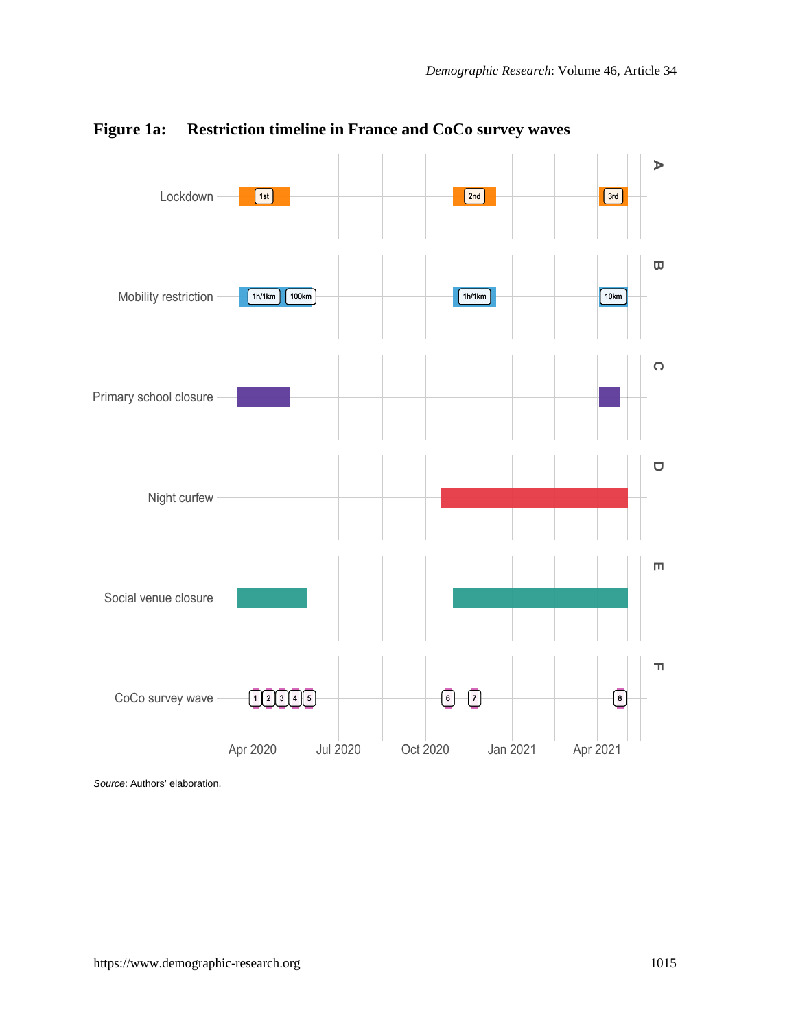**Figure 1a: Restriction timeline in France and CoCo survey waves**

*Source*: Authors' elaboration.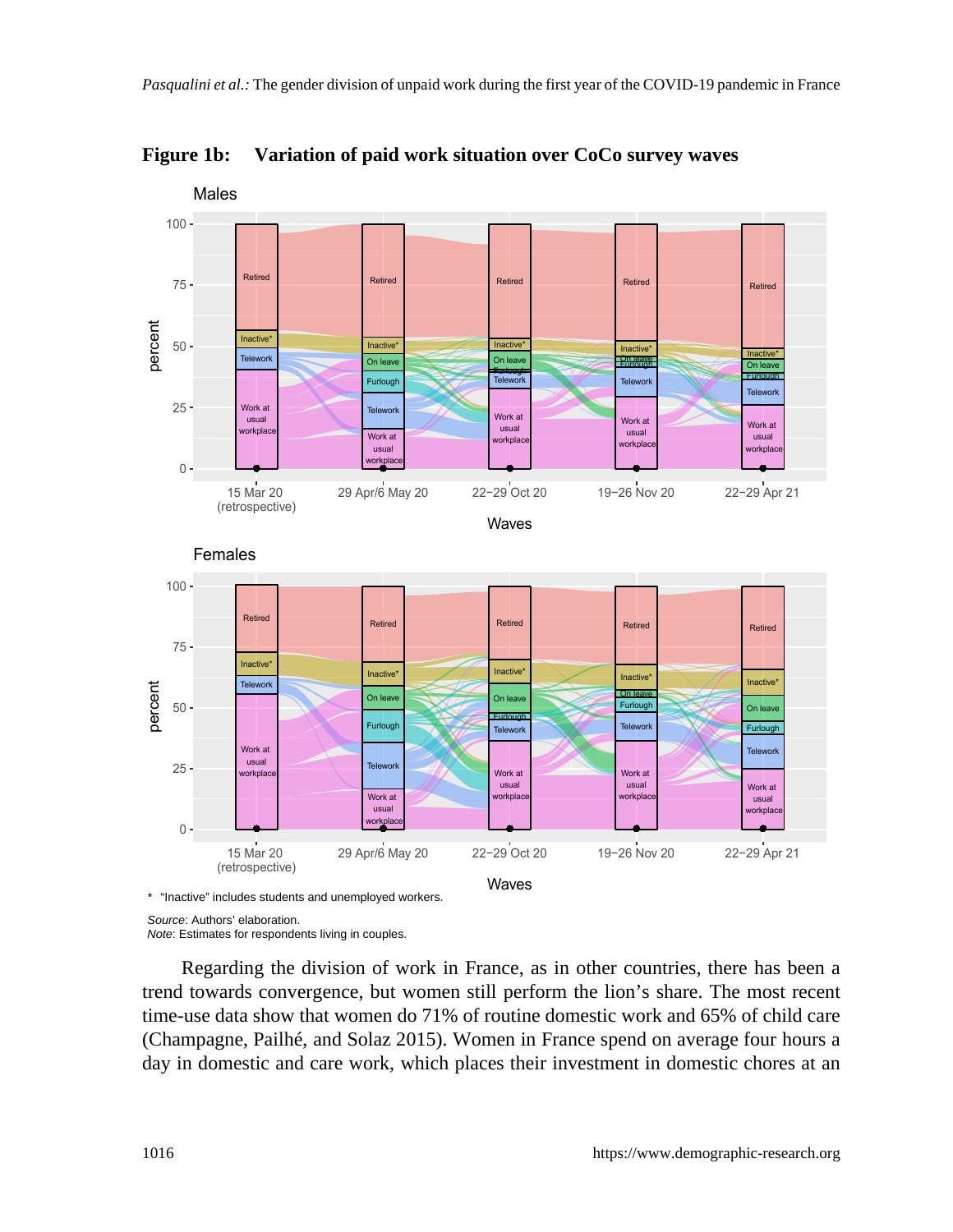**Figure 1b: Variation of paid work situation over CoCo survey waves**

\* "Inactive" includes students and unemployed workers.

*Source*: Authors' elaboration.
*Note*: Estimates for respondents living in couples.

Regarding the division of work in France, as in other countries, there has been a trend towards convergence, but women still perform the lion's share. The most recent time-use data show that women do 71% of routine domestic work and 65% of child care (Champagne, Pailhé, and Solaz 2015). Women in France spend on average four hours a day in domestic and care work, which places their investment in domestic chores at an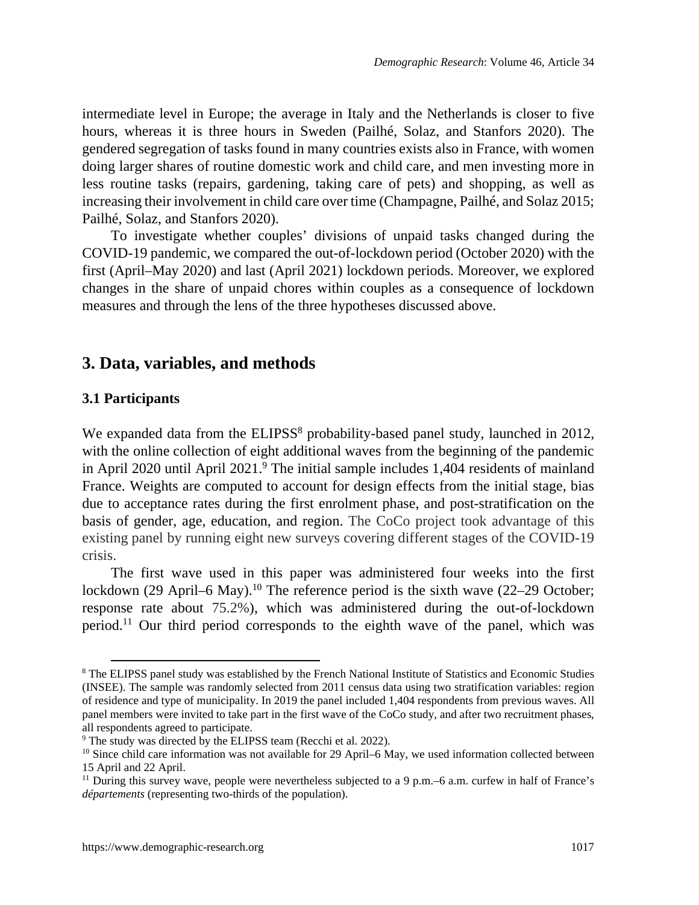intermediate level in Europe; the average in Italy and the Netherlands is closer to five hours, whereas it is three hours in Sweden (Pailhé, Solaz, and Stanfors 2020). The gendered segregation of tasks found in many countries exists also in France, with women doing larger shares of routine domestic work and child care, and men investing more in less routine tasks (repairs, gardening, taking care of pets) and shopping, as well as increasing their involvement in child care over time (Champagne, Pailhé, and Solaz 2015; Pailhé, Solaz, and Stanfors 2020).

To investigate whether couples' divisions of unpaid tasks changed during the COVID-19 pandemic, we compared the out-of-lockdown period (October 2020) with the first (April–May 2020) and last (April 2021) lockdown periods. Moreover, we explored changes in the share of unpaid chores within couples as a consequence of lockdown measures and through the lens of the three hypotheses discussed above.

## 3. Data, variables, and methods

### 3.1 Participants

We expanded data from the ELIPSS[8] probability-based panel study, launched in 2012, with the online collection of eight additional waves from the beginning of the pandemic in April 2020 until April 2021.[9] The initial sample includes 1,404 residents of mainland France. Weights are computed to account for design effects from the initial stage, bias due to acceptance rates during the first enrolment phase, and post-stratification on the basis of gender, age, education, and region. The CoCo project took advantage of this existing panel by running eight new surveys covering different stages of the COVID-19 crisis.

The first wave used in this paper was administered four weeks into the first lockdown (29 April–6 May).[10] The reference period is the sixth wave (22–29 October; response rate about 75.2%), which was administered during the out-of-lockdown period.[11] Our third period corresponds to the eighth wave of the panel, which was

[8] The ELIPSS panel study was established by the French National Institute of Statistics and Economic Studies (INSEE). The sample was randomly selected from 2011 census data using two stratification variables: region of residence and type of municipality. In 2019 the panel included 1,404 respondents from previous waves. All panel members were invited to take part in the first wave of the CoCo study, and after two recruitment phases, all respondents agreed to participate.

[9] The study was directed by the ELIPSS team (Recchi et al. 2022).

[10] Since child care information was not available for 29 April–6 May, we used information collected between 15 April and 22 April.

[11] During this survey wave, people were nevertheless subjected to a 9 p.m.–6 a.m. curfew in half of France's *départements* (representing two-thirds of the population).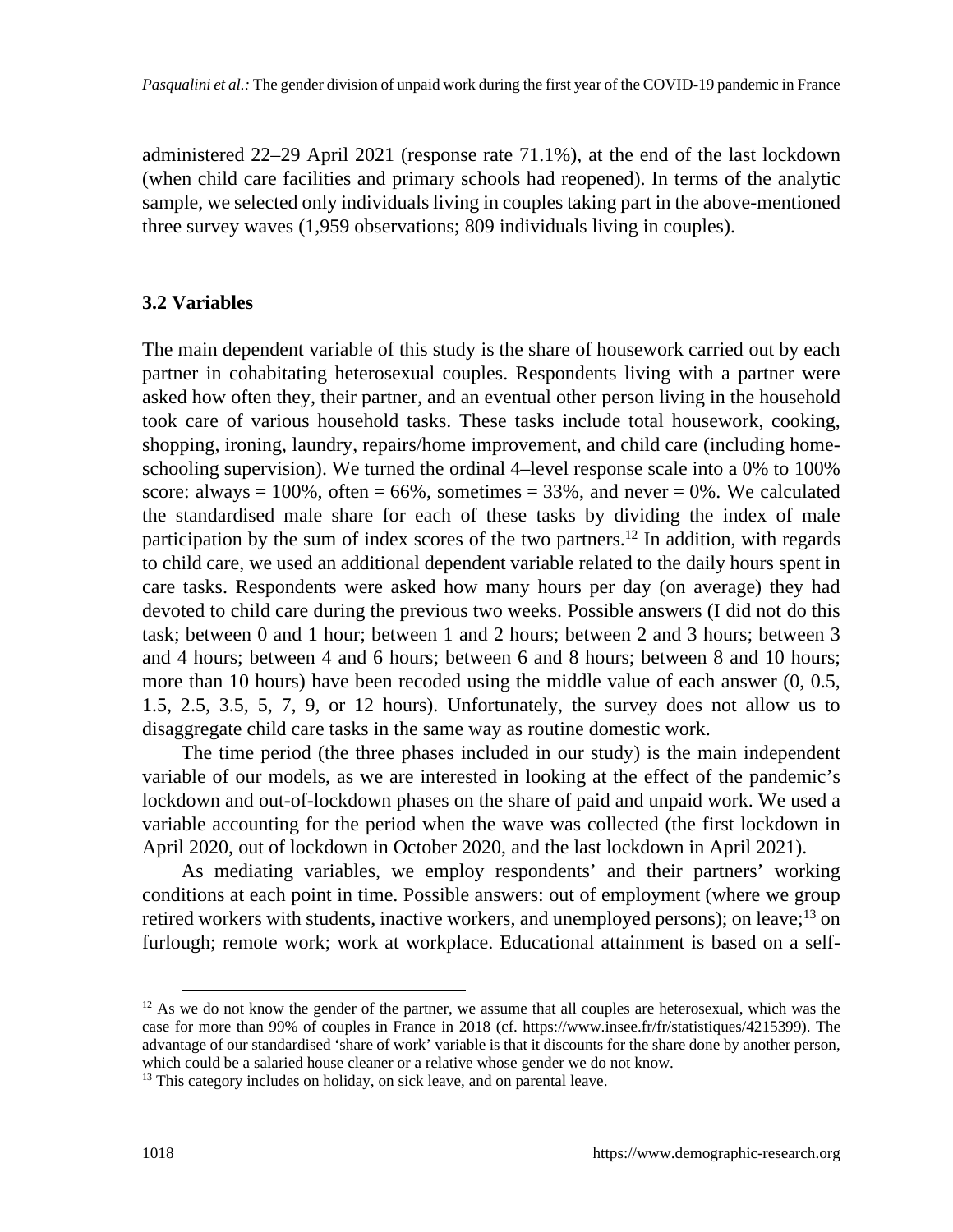administered 22–29 April 2021 (response rate 71.1%), at the end of the last lockdown (when child care facilities and primary schools had reopened). In terms of the analytic sample, we selected only individuals living in couples taking part in the above-mentioned three survey waves (1,959 observations; 809 individuals living in couples).

### 3.2 Variables

The main dependent variable of this study is the share of housework carried out by each partner in cohabitating heterosexual couples. Respondents living with a partner were asked how often they, their partner, and an eventual other person living in the household took care of various household tasks. These tasks include total housework, cooking, shopping, ironing, laundry, repairs/home improvement, and child care (including home-schooling supervision). We turned the ordinal 4–level response scale into a 0% to 100% score: always = 100%, often = 66%, sometimes = 33%, and never = 0%. We calculated the standardised male share for each of these tasks by dividing the index of male participation by the sum of index scores of the two partners.[12] In addition, with regards to child care, we used an additional dependent variable related to the daily hours spent in care tasks. Respondents were asked how many hours per day (on average) they had devoted to child care during the previous two weeks. Possible answers (I did not do this task; between 0 and 1 hour; between 1 and 2 hours; between 2 and 3 hours; between 3 and 4 hours; between 4 and 6 hours; between 6 and 8 hours; between 8 and 10 hours; more than 10 hours) have been recoded using the middle value of each answer (0, 0.5, 1.5, 2.5, 3.5, 5, 7, 9, or 12 hours). Unfortunately, the survey does not allow us to disaggregate child care tasks in the same way as routine domestic work.

The time period (the three phases included in our study) is the main independent variable of our models, as we are interested in looking at the effect of the pandemic's lockdown and out-of-lockdown phases on the share of paid and unpaid work. We used a variable accounting for the period when the wave was collected (the first lockdown in April 2020, out of lockdown in October 2020, and the last lockdown in April 2021).

As mediating variables, we employ respondents' and their partners' working conditions at each point in time. Possible answers: out of employment (where we group retired workers with students, inactive workers, and unemployed persons); on leave;[13] on furlough; remote work; work at workplace. Educational attainment is based on a self-

---

[12] As we do not know the gender of the partner, we assume that all couples are heterosexual, which was the case for more than 99% of couples in France in 2018 (cf. https://www.insee.fr/fr/statistiques/4215399). The advantage of our standardised 'share of work' variable is that it discounts for the share done by another person, which could be a salaried house cleaner or a relative whose gender we do not know.

[13] This category includes on holiday, on sick leave, and on parental leave.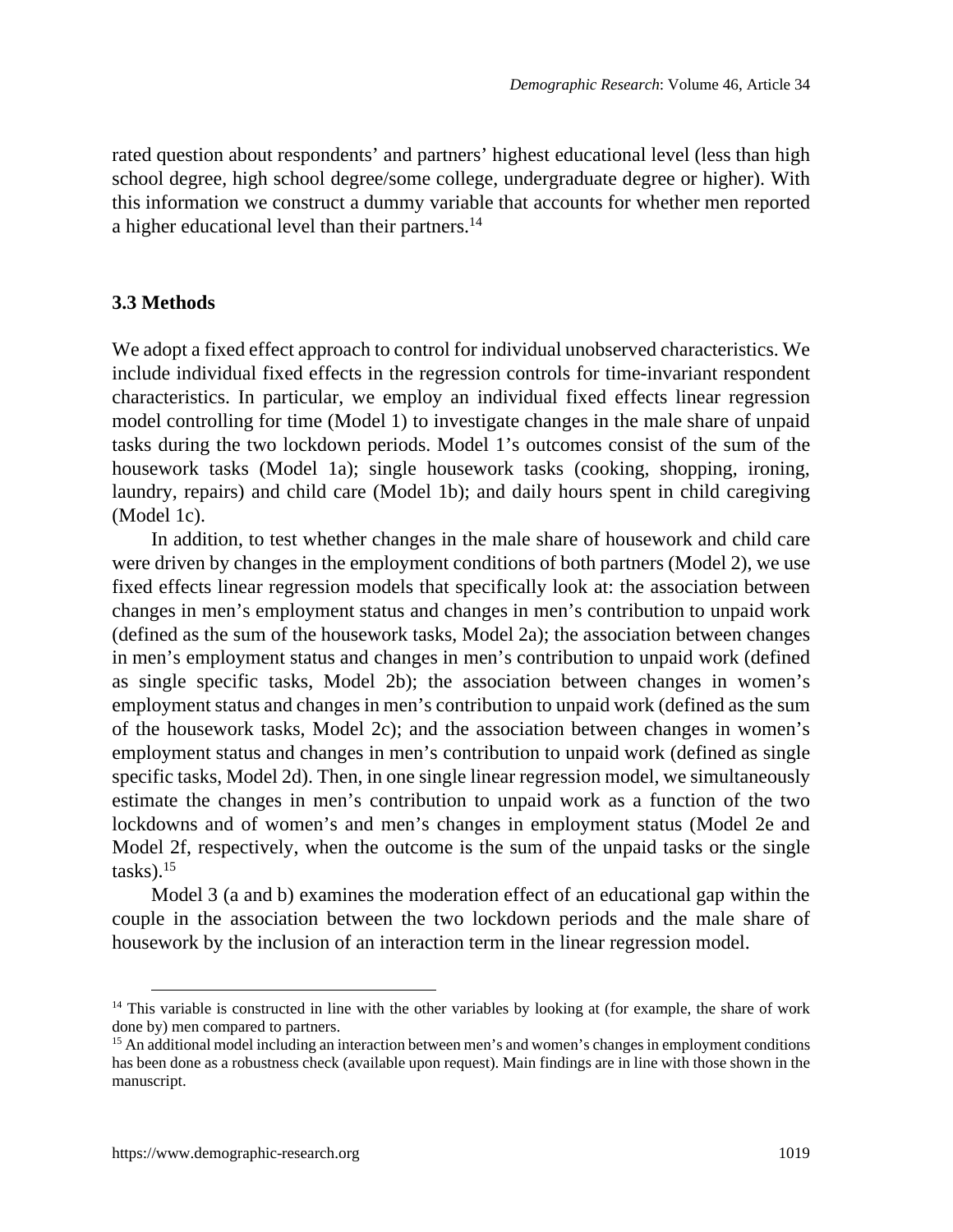rated question about respondents' and partners' highest educational level (less than high school degree, high school degree/some college, undergraduate degree or higher). With this information we construct a dummy variable that accounts for whether men reported a higher educational level than their partners.[14]

### 3.3 Methods

We adopt a fixed effect approach to control for individual unobserved characteristics. We include individual fixed effects in the regression controls for time-invariant respondent characteristics. In particular, we employ an individual fixed effects linear regression model controlling for time (Model 1) to investigate changes in the male share of unpaid tasks during the two lockdown periods. Model 1's outcomes consist of the sum of the housework tasks (Model 1a); single housework tasks (cooking, shopping, ironing, laundry, repairs) and child care (Model 1b); and daily hours spent in child caregiving (Model 1c).

In addition, to test whether changes in the male share of housework and child care were driven by changes in the employment conditions of both partners (Model 2), we use fixed effects linear regression models that specifically look at: the association between changes in men's employment status and changes in men's contribution to unpaid work (defined as the sum of the housework tasks, Model 2a); the association between changes in men's employment status and changes in men's contribution to unpaid work (defined as single specific tasks, Model 2b); the association between changes in women's employment status and changes in men's contribution to unpaid work (defined as the sum of the housework tasks, Model 2c); and the association between changes in women's employment status and changes in men's contribution to unpaid work (defined as single specific tasks, Model 2d). Then, in one single linear regression model, we simultaneously estimate the changes in men's contribution to unpaid work as a function of the two lockdowns and of women's and men's changes in employment status (Model 2e and Model 2f, respectively, when the outcome is the sum of the unpaid tasks or the single tasks).[15]

Model 3 (a and b) examines the moderation effect of an educational gap within the couple in the association between the two lockdown periods and the male share of housework by the inclusion of an interaction term in the linear regression model.

---

[14] This variable is constructed in line with the other variables by looking at (for example, the share of work done by) men compared to partners.

[15] An additional model including an interaction between men's and women's changes in employment conditions has been done as a robustness check (available upon request). Main findings are in line with those shown in the manuscript.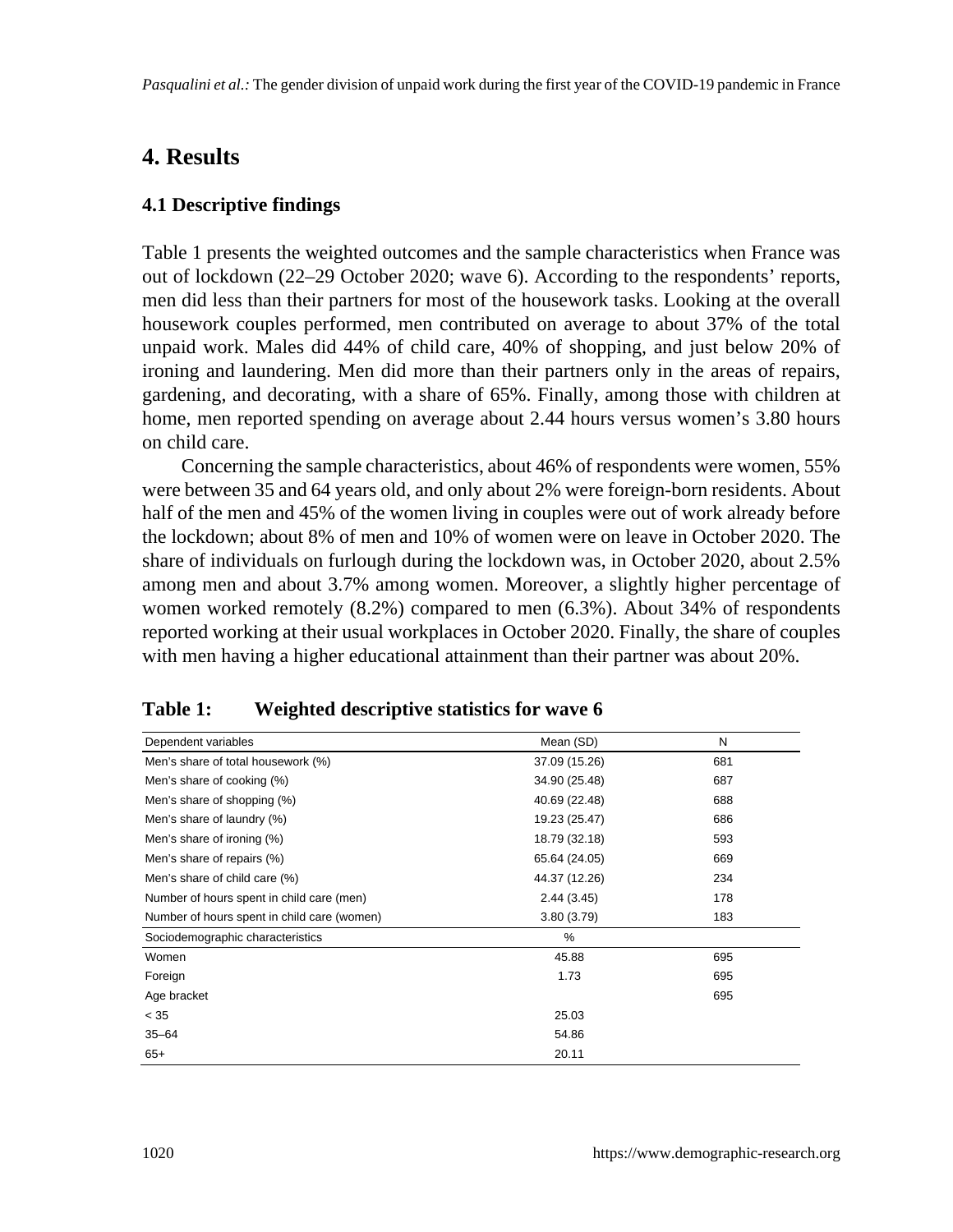# 4. Results

## 4.1 Descriptive findings

Table 1 presents the weighted outcomes and the sample characteristics when France was out of lockdown (22–29 October 2020; wave 6). According to the respondents' reports, men did less than their partners for most of the housework tasks. Looking at the overall housework couples performed, men contributed on average to about 37% of the total unpaid work. Males did 44% of child care, 40% of shopping, and just below 20% of ironing and laundering. Men did more than their partners only in the areas of repairs, gardening, and decorating, with a share of 65%. Finally, among those with children at home, men reported spending on average about 2.44 hours versus women's 3.80 hours on child care.

Concerning the sample characteristics, about 46% of respondents were women, 55% were between 35 and 64 years old, and only about 2% were foreign-born residents. About half of the men and 45% of the women living in couples were out of work already before the lockdown; about 8% of men and 10% of women were on leave in October 2020. The share of individuals on furlough during the lockdown was, in October 2020, about 2.5% among men and about 3.7% among women. Moreover, a slightly higher percentage of women worked remotely (8.2%) compared to men (6.3%). About 34% of respondents reported working at their usual workplaces in October 2020. Finally, the share of couples with men having a higher educational attainment than their partner was about 20%.

**Table 1: Weighted descriptive statistics for wave 6**

| Dependent variables | Mean (SD) | N |
|---|---|---|
| Men's share of total housework (%) | 37.09 (15.26) | 681 |
| Men's share of cooking (%) | 34.90 (25.48) | 687 |
| Men's share of shopping (%) | 40.69 (22.48) | 688 |
| Men's share of laundry (%) | 19.23 (25.47) | 686 |
| Men's share of ironing (%) | 18.79 (32.18) | 593 |
| Men's share of repairs (%) | 65.64 (24.05) | 669 |
| Men's share of child care (%) | 44.37 (12.26) | 234 |
| Number of hours spent in child care (men) | 2.44 (3.45) | 178 |
| Number of hours spent in child care (women) | 3.80 (3.79) | 183 |
| **Sociodemographic characteristics** | **%** | |
| Women | 45.88 | 695 |
| Foreign | 1.73 | 695 |
| Age bracket | | 695 |
| < 35 | 25.03 | |
| 35–64 | 54.86 | |
| 65+ | 20.11 | |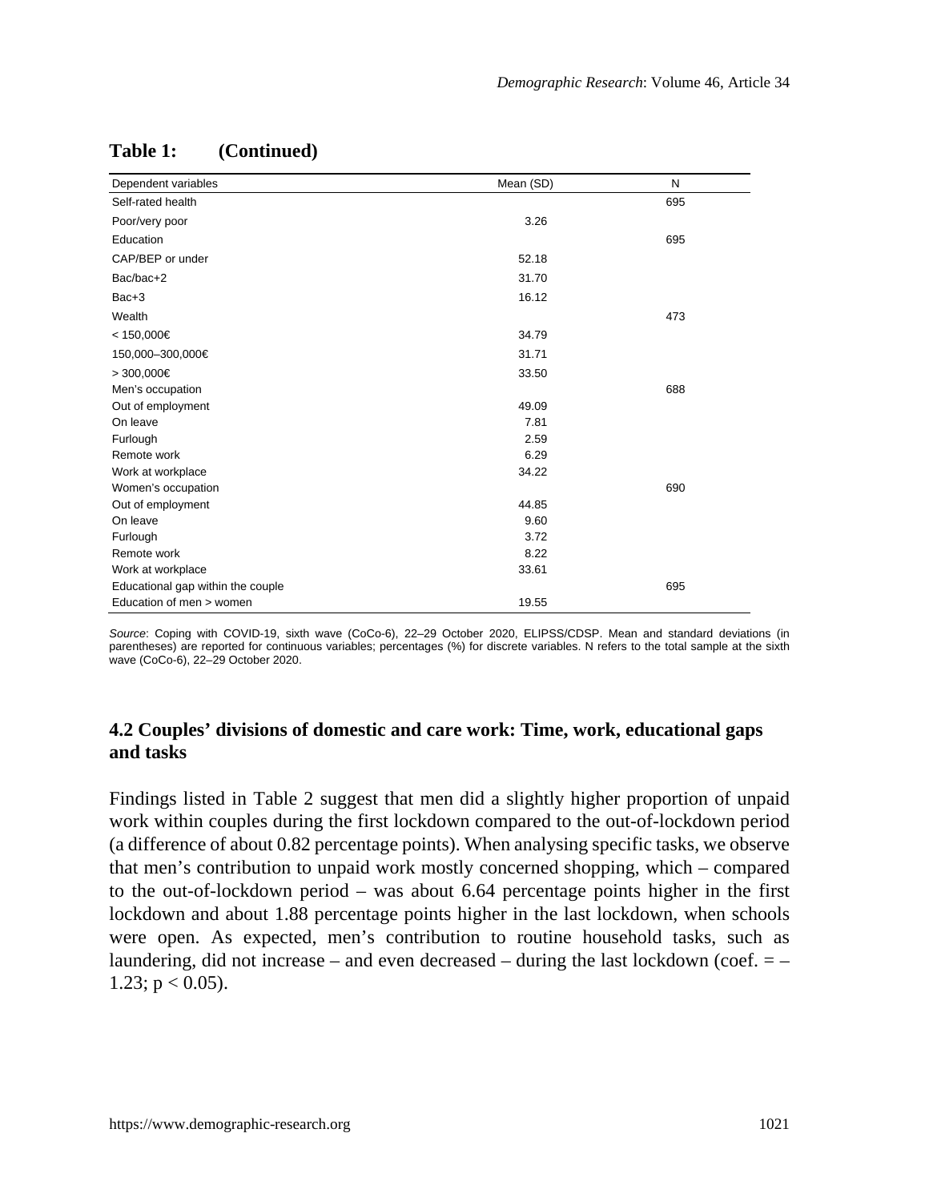**Table 1: (Continued)**

| Dependent variables | Mean (SD) | N |
|---|---|---|
| Self-rated health | | 695 |
| Poor/very poor | 3.26 | |
| Education | | 695 |
| CAP/BEP or under | 52.18 | |
| Bac/bac+2 | 31.70 | |
| Bac+3 | 16.12 | |
| Wealth | | 473 |
| < 150,000€ | 34.79 | |
| 150,000–300,000€ | 31.71 | |
| > 300,000€ | 33.50 | |
| Men's occupation | | 688 |
| Out of employment | 49.09 | |
| On leave | 7.81 | |
| Furlough | 2.59 | |
| Remote work | 6.29 | |
| Work at workplace | 34.22 | |
| Women's occupation | | 690 |
| Out of employment | 44.85 | |
| On leave | 9.60 | |
| Furlough | 3.72 | |
| Remote work | 8.22 | |
| Work at workplace | 33.61 | |
| Educational gap within the couple | | 695 |
| Education of men > women | 19.55 | |

*Source*: Coping with COVID-19, sixth wave (CoCo-6), 22–29 October 2020, ELIPSS/CDSP. Mean and standard deviations (in parentheses) are reported for continuous variables; percentages (%) for discrete variables. N refers to the total sample at the sixth wave (CoCo-6), 22–29 October 2020.

### 4.2 Couples' divisions of domestic and care work: Time, work, educational gaps and tasks

Findings listed in Table 2 suggest that men did a slightly higher proportion of unpaid work within couples during the first lockdown compared to the out-of-lockdown period (a difference of about 0.82 percentage points). When analysing specific tasks, we observe that men's contribution to unpaid work mostly concerned shopping, which – compared to the out-of-lockdown period – was about 6.64 percentage points higher in the first lockdown and about 1.88 percentage points higher in the last lockdown, when schools were open. As expected, men's contribution to routine household tasks, such as laundering, did not increase – and even decreased – during the last lockdown (coef. = –1.23; $p < 0.05$).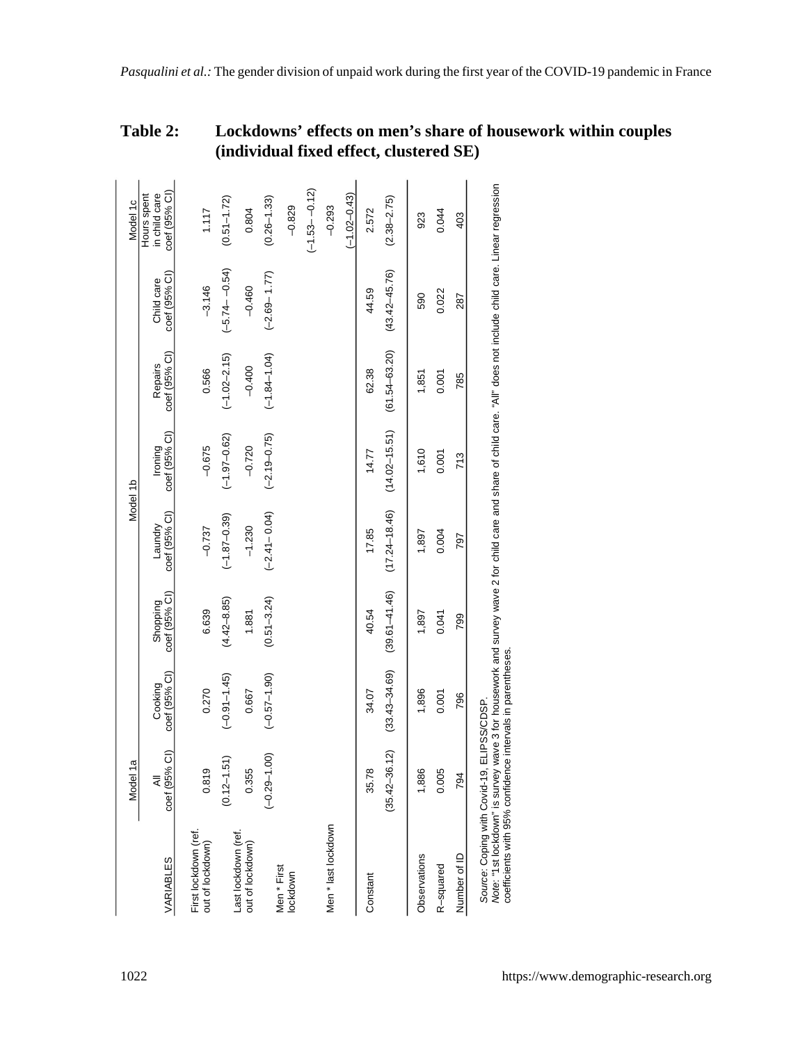**Table 2: Lockdowns' effects on men's share of housework within couples (individual fixed effect, clustered SE)**

| | Model 1a | Model 1b | | | | | | Model 1c |
|---|---|---|---|---|---|---|---|---|
| VARIABLES | All coef (95% CI) | Cooking coef (95% CI) | Shopping coef (95% CI) | Laundry coef (95% CI) | Ironing coef (95% CI) | Repairs coef (95% CI) | Child care coef (95% CI) | Hours spent in child care coef (95% CI) |
| First lockdown (ref. out of lockdown) | 0.819 | 0.270 | 6.639 | −0.737 | −0.675 | 0.566 | −3.146 | 1.117 |
| | (0.12–1.51) | (−0.91–1.45) | (4.42–8.85) | (−1.87–0.39) | (−1.97–0.62) | (−1.02–2.15) | (−5.74– −0.54) | (0.51–1.72) |
| Last lockdown (ref. out of lockdown) | 0.355 | 0.667 | 1.881 | −1.230 | −0.720 | −0.400 | −0.460 | 0.804 |
| | (−0.29–1.00) | (−0.57–1.90) | (0.51–3.24) | (−2.41– 0.04) | (−2.19–0.75) | (−1.84–1.04) | (−2.69– 1.77) | (0.26–1.33) |
| Men * First lockdown | | | | | | | | −0.829 |
| | | | | | | | | (−1.53– −0.12) |
| Men * last lockdown | | | | | | | | −0.293 |
| | | | | | | | | (−1.02–0.43) |
| Constant | 35.78 | 34.07 | 40.54 | 17.85 | 14.77 | 62.38 | 44.59 | 2.572 |
| | (35.42–36.12) | (33.43–34.69) | (39.61–41.46) | (17.24–18.46) | (14.02–15.51) | (61.54–63.20) | (43.42–45.76) | (2.38–2.75) |
| Observations | 1,886 | 1,896 | 1,897 | 1,897 | 1,610 | 1,851 | 590 | 923 |
| R-squared | 0.005 | 0.001 | 0.041 | 0.004 | 0.001 | 0.001 | 0.022 | 0.044 |
| Number of ID | 794 | 796 | 799 | 797 | 713 | 785 | 287 | 403 |

*Source*: Coping with Covid-19, ELIPSS/CDSP.
*Note*: "1st lockdown" is survey wave 3 for housework and survey wave 2 for child care and share of child care. "All" does not include child care. Linear regression coefficients with 95% confidence intervals in parentheses.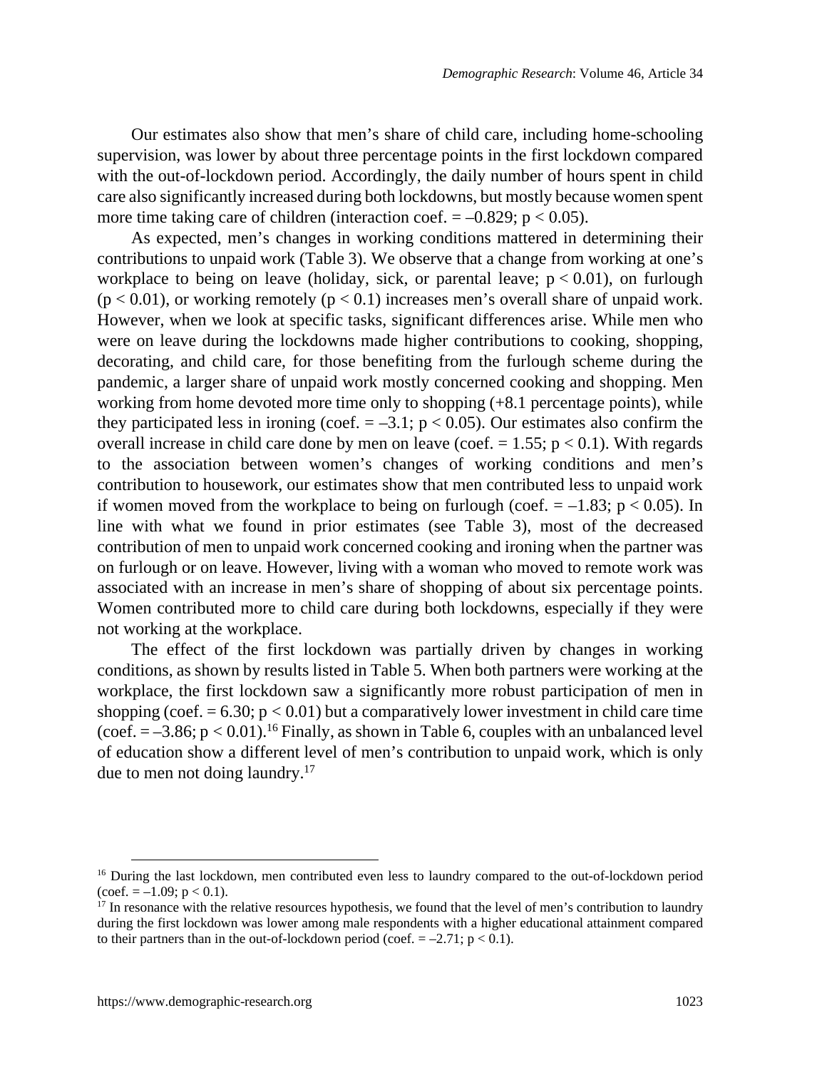Our estimates also show that men's share of child care, including home-schooling supervision, was lower by about three percentage points in the first lockdown compared with the out-of-lockdown period. Accordingly, the daily number of hours spent in child care also significantly increased during both lockdowns, but mostly because women spent more time taking care of children (interaction coef. = –0.829; $p < 0.05$).

As expected, men's changes in working conditions mattered in determining their contributions to unpaid work (Table 3). We observe that a change from working at one's workplace to being on leave (holiday, sick, or parental leave; $p < 0.01$), on furlough ($p < 0.01$), or working remotely ($p < 0.1$) increases men's overall share of unpaid work. However, when we look at specific tasks, significant differences arise. While men who were on leave during the lockdowns made higher contributions to cooking, shopping, decorating, and child care, for those benefiting from the furlough scheme during the pandemic, a larger share of unpaid work mostly concerned cooking and shopping. Men working from home devoted more time only to shopping (+8.1 percentage points), while they participated less in ironing (coef. = –3.1; $p < 0.05$). Our estimates also confirm the overall increase in child care done by men on leave (coef. = 1.55; $p < 0.1$). With regards to the association between women's changes of working conditions and men's contribution to housework, our estimates show that men contributed less to unpaid work if women moved from the workplace to being on furlough (coef. = –1.83; $p < 0.05$). In line with what we found in prior estimates (see Table 3), most of the decreased contribution of men to unpaid work concerned cooking and ironing when the partner was on furlough or on leave. However, living with a woman who moved to remote work was associated with an increase in men's share of shopping of about six percentage points. Women contributed more to child care during both lockdowns, especially if they were not working at the workplace.

The effect of the first lockdown was partially driven by changes in working conditions, as shown by results listed in Table 5. When both partners were working at the workplace, the first lockdown saw a significantly more robust participation of men in shopping (coef. = 6.30; $p < 0.01$) but a comparatively lower investment in child care time (coef. = –3.86; $p < 0.01$).[16] Finally, as shown in Table 6, couples with an unbalanced level of education show a different level of men's contribution to unpaid work, which is only due to men not doing laundry.[17]

---

[16] During the last lockdown, men contributed even less to laundry compared to the out-of-lockdown period (coef. = –1.09; $p < 0.1$).

[17] In resonance with the relative resources hypothesis, we found that the level of men's contribution to laundry during the first lockdown was lower among male respondents with a higher educational attainment compared to their partners than in the out-of-lockdown period (coef. = –2.71; $p < 0.1$).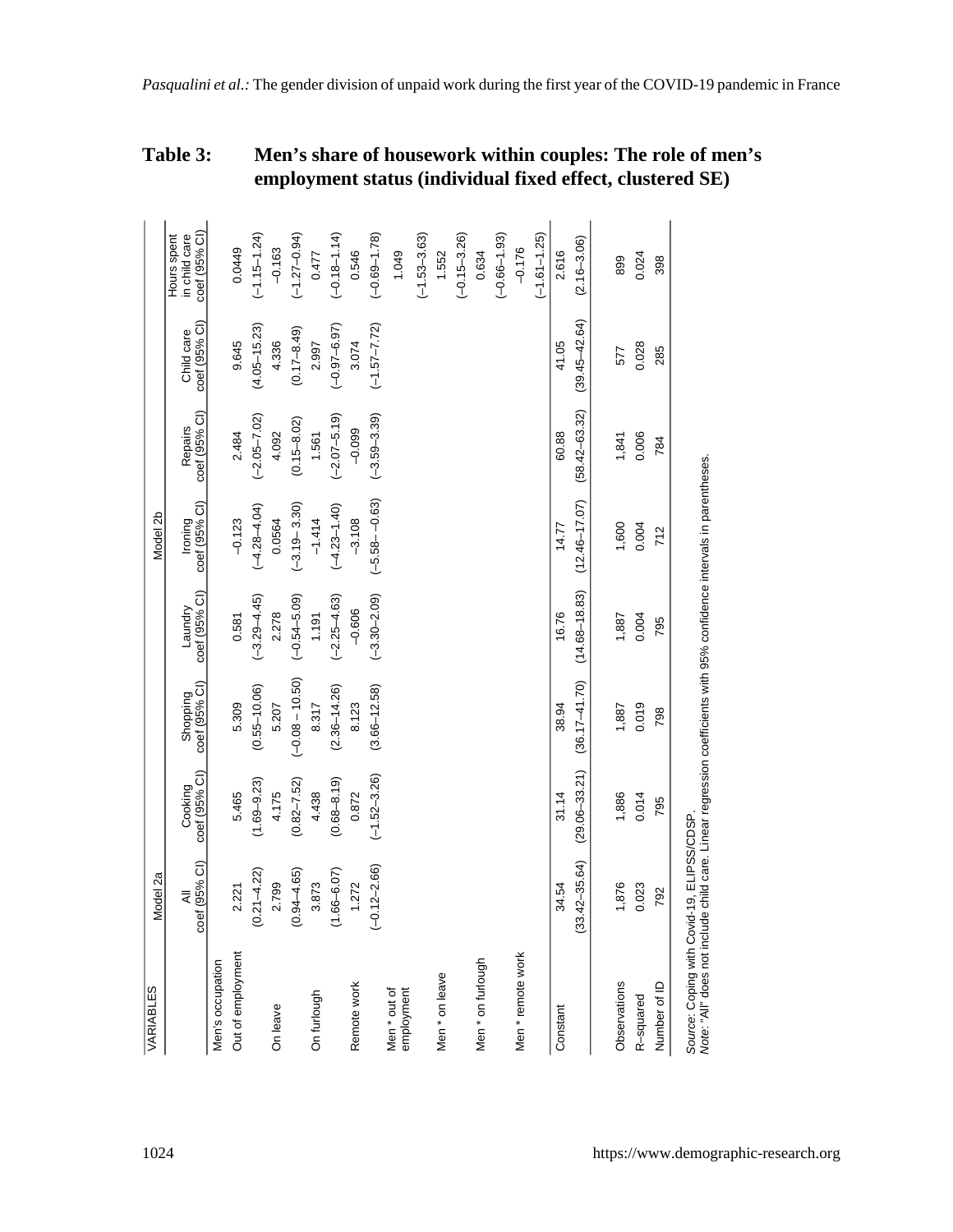**Table 3: Men's share of housework within couples: The role of men's employment status (individual fixed effect, clustered SE)**

| VARIABLES | Model 2a | | | | | Model 2b | | | |
|---|---|---|---|---|---|---|---|---|---|
| | All coef (95% CI) | Cooking coef (95% CI) | Shopping coef (95% CI) | Laundry coef (95% CI) | Ironing coef (95% CI) | Repairs coef (95% CI) | Child care coef (95% CI) | Hours spent in child care coef (95% CI) |
| Men's occupation | | | | | | | | |
| Out of employment | 2.221 | 5.465 | 5.309 | 0.581 | −0.123 | 2.484 | 9.645 | 0.0449 |
| | (0.21–4.22) | (1.69–9.23) | (0.55–10.06) | (−3.29–4.45) | (−4.28–4.04) | (−2.05–7.02) | (4.05–15.23) | (−1.15–1.24) |
| On leave | 2.799 | 4.175 | 5.207 | 2.278 | 0.0564 | 4.092 | 4.336 | −0.163 |
| | (0.94–4.65) | (0.82–7.52) | (−0.08 – 10.50) | (−0.54–5.09) | (−3.19– 3.30) | (0.15–8.02) | (0.17–8.49) | (−1.27–0.94) |
| On furlough | 3.873 | 4.438 | 8.317 | 1.191 | −1.414 | 1.561 | 2.997 | 0.477 |
| | (1.66–6.07) | (0.68–8.19) | (2.36–14.26) | (−2.25–4.63) | (−4.23–1.40) | (−2.07–5.19) | (−0.97–6.97) | (−0.18–1.14) |
| Remote work | 1.272 | 0.872 | 8.123 | −0.606 | −3.108 | −0.099 | 3.074 | 0.546 |
| | (−0.12–2.66) | (−1.52–3.26) | (3.66–12.58) | (−3.30–2.09) | (−5.58– −0.63) | (−3.59–3.39) | (−1.57–7.72) | (−0.69–1.78) |
| Men * out of employment | | | | | | | | 1.049 |
| | | | | | | | | (−1.53–3.63) |
| Men * on leave | | | | | | | | 1.552 |
| | | | | | | | | (−0.15–3.26) |
| Men * on furlough | | | | | | | | 0.634 |
| | | | | | | | | (−0.66–1.93) |
| Men * remote work | | | | | | | | −0.176 |
| | | | | | | | | (−1.61–1.25) |
| Constant | 34.54 | 31.14 | 38.94 | 16.76 | 14.77 | 60.88 | 41.05 | 2.616 |
| | (33.42–35.64) | (29.06–33.21) | (36.17–41.70) | (14.68–18.83) | (12.46–17.07) | (58.42–63.32) | (39.45–42.64) | (2.16–3.06) |
| Observations | 1,876 | 1,886 | 1,887 | 1,887 | 1,600 | 1,841 | 577 | 899 |
| R-squared | 0.023 | 0.014 | 0.019 | 0.004 | 0.004 | 0.006 | 0.028 | 0.024 |
| Number of ID | 792 | 795 | 798 | 795 | 712 | 784 | 285 | 398 |

*Source*: Coping with Covid-19, ELIPSS/CDSP.
*Note*: "All" does not include child care. Linear regression coefficients with 95% confidence intervals in parentheses.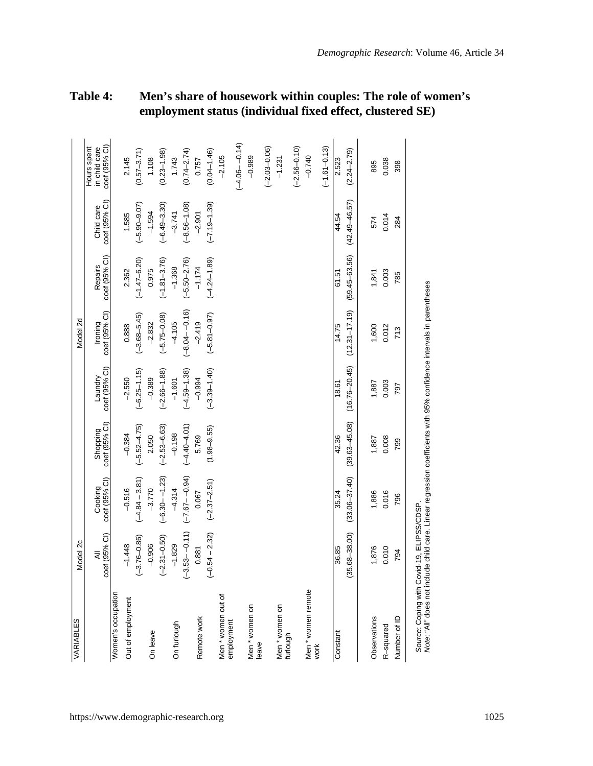**Table 4: Men's share of housework within couples: The role of women's employment status (individual fixed effect, clustered SE)**

| VARIABLES | Model 2c | Model 2d | | | | | | |
|---|---|---|---|---|---|---|---|---|
| | All coef (95% CI) | Cooking coef (95% CI) | Shopping coef (95% CI) | Laundry coef (95% CI) | Ironing coef (95% CI) | Repairs coef (95% CI) | Child care coef (95% CI) | Hours spent in child care coef (95% CI) |
| Women's occupation | | | | | | | | |
| Out of employment | −1.448 | −0.516 | −0.384 | −2.550 | 0.888 | 2.362 | 1.585 | 2.145 |
| | (−3.76–0.86) | (−4.84 – 3.81) | (−5.52–4.75) | (−6.25–1.15) | (−3.68–5.45) | (−1.47–6.20) | (−5.90–9.07) | (0.57–3.71) |
| On leave | −0.906 | −3.770 | 2.050 | −0.389 | −2.832 | 0.975 | −1.594 | 1.108 |
| | (−2.31–0.50) | (−6.30– −1.23) | (−2.53–6.63) | (−2.66–1.88) | (−5.75–0.08) | (−1.81–3.76) | (−6.49–3.30) | (0.23–1.98) |
| On furlough | −1.829 | −4.314 | −0.198 | −1.601 | −4.105 | −1.368 | −3.741 | 1.743 |
| | (−3.53– −0.11) | (−7.67– −0.94) | (−4.40–4.01) | (−4.59–1.38) | (−8.04– −0.16) | (−5.50–2.76) | (−8.56–1.08) | (0.74–2.74) |
| Remote work | 0.881 | 0.067 | 5.769 | −0.994 | −2.419 | −1.174 | −2.901 | 0.757 |
| | (−0.54 – 2.32) | (−2.37–2.51) | (1.98–9.55) | (−3.39–1.40) | (−5.81–0.97) | (−4.24–1.89) | (−7.19–1.39) | (0.04–1.46) |
| Men * women out of employment | | | | | | | | −2.105 |
| | | | | | | | | (−4.06– −0.14) |
| Men * women on leave | | | | | | | | −0.989 |
| | | | | | | | | (−2.03–0.06) |
| Men * women on furlough | | | | | | | | −1.231 |
| | | | | | | | | (−2.56–0.10) |
| Men * women remote work | | | | | | | | −0.740 |
| | | | | | | | | (−1.61–0.13) |
| Constant | 36.85 | 35.24 | 42.36 | 18.61 | 14.75 | 61.51 | 44.54 | 2.523 |
| | (35.68–38.00) | (33.06–37.40) | (39.63–45.08) | (16.76–20.45) | (12.31–17.19) | (59.45–63.56) | (42.49–46.57) | (2.24–2.79) |
| Observations | 1,876 | 1,886 | 1,887 | 1,887 | 1,600 | 1,841 | 574 | 895 |
| R–squared | 0.010 | 0.016 | 0.008 | 0.003 | 0.012 | 0.003 | 0.014 | 0.038 |
| Number of ID | 794 | 796 | 799 | 797 | 713 | 785 | 284 | 398 |

*Source*: Coping with Covid-19, ELIPSS/CDSP.
*Note*: "All" does not include child care. Linear regression coefficients with 95% confidence intervals in parentheses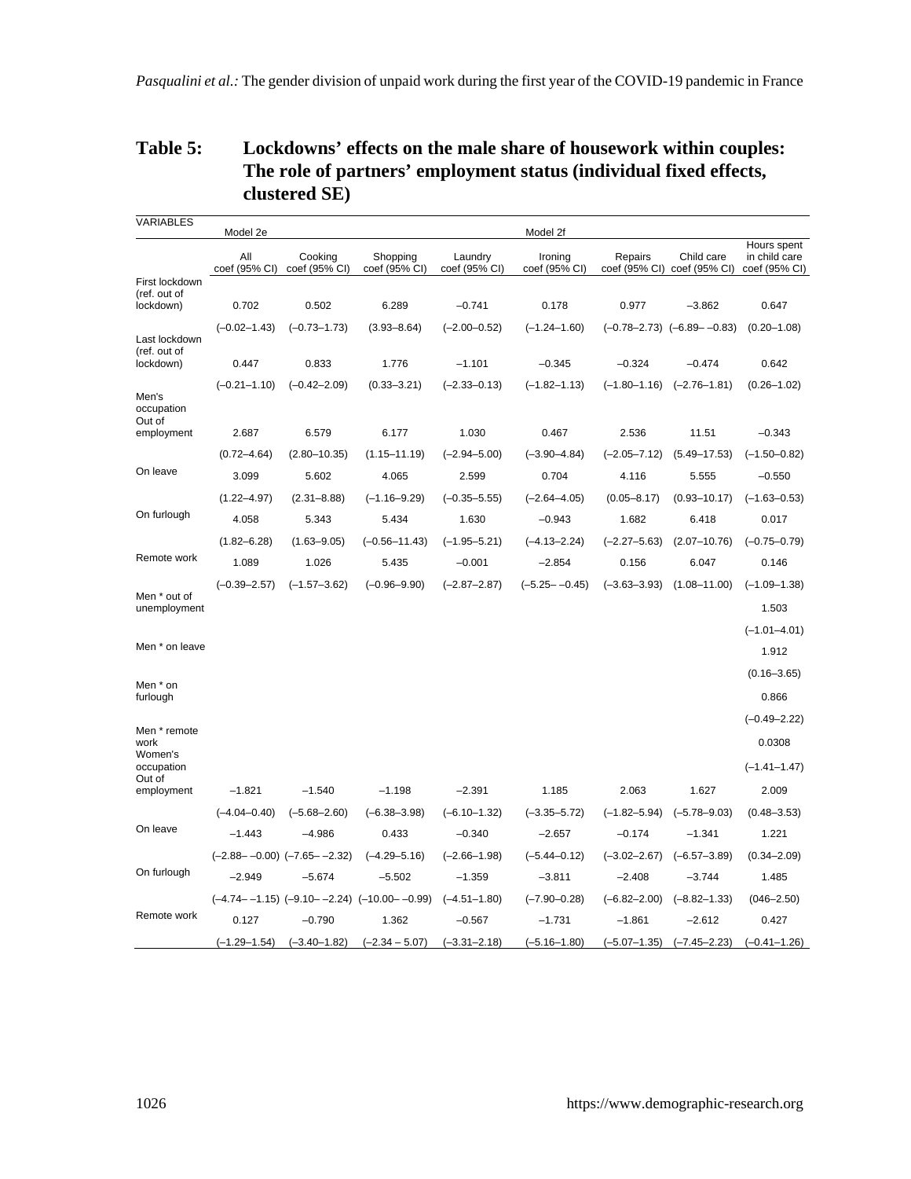**Table 5: Lockdowns' effects on the male share of housework within couples: The role of partners' employment status (individual fixed effects, clustered SE)**

| VARIABLES | Model 2e | Model 2f | | | | | | |
|---|---|---|---|---|---|---|---|---|
| | All coef (95% CI) | Cooking coef (95% CI) | Shopping coef (95% CI) | Laundry coef (95% CI) | Ironing coef (95% CI) | Repairs coef (95% CI) | Child care coef (95% CI) | Hours spent in child care coef (95% CI) |
| First lockdown (ref. out of lockdown) | 0.702 | 0.502 | 6.289 | −0.741 | 0.178 | 0.977 | −3.862 | 0.647 |
| | (−0.02–1.43) | (−0.73–1.73) | (3.93–8.64) | (−2.00–0.52) | (−1.24–1.60) | (−0.78–2.73) | (−6.89– −0.83) | (0.20–1.08) |
| Last lockdown (ref. out of lockdown) | 0.447 | 0.833 | 1.776 | −1.101 | −0.345 | −0.324 | −0.474 | 0.642 |
| | (−0.21–1.10) | (−0.42–2.09) | (0.33–3.21) | (−2.33–0.13) | (−1.82–1.13) | (−1.80–1.16) | (−2.76–1.81) | (0.26–1.02) |
| Men's occupation | | | | | | | | |
| Out of employment | 2.687 | 6.579 | 6.177 | 1.030 | 0.467 | 2.536 | 11.51 | −0.343 |
| | (0.72–4.64) | (2.80–10.35) | (1.15–11.19) | (−2.94–5.00) | (−3.90–4.84) | (−2.05–7.12) | (5.49–17.53) | (−1.50–0.82) |
| On leave | 3.099 | 5.602 | 4.065 | 2.599 | 0.704 | 4.116 | 5.555 | −0.550 |
| | (1.22–4.97) | (2.31–8.88) | (−1.16–9.29) | (−0.35–5.55) | (−2.64–4.05) | (0.05–8.17) | (0.93–10.17) | (−1.63–0.53) |
| On furlough | 4.058 | 5.343 | 5.434 | 1.630 | −0.943 | 1.682 | 6.418 | 0.017 |
| | (1.82–6.28) | (1.63–9.05) | (−0.56–11.43) | (−1.95–5.21) | (−4.13–2.24) | (−2.27–5.63) | (2.07–10.76) | (−0.75–0.79) |
| Remote work | 1.089 | 1.026 | 5.435 | −0.001 | −2.854 | 0.156 | 6.047 | 0.146 |
| | (−0.39–2.57) | (−1.57–3.62) | (−0.96–9.90) | (−2.87–2.87) | (−5.25– −0.45) | (−3.63–3.93) | (1.08–11.00) | (−1.09–1.38) |
| Men * out of unemployment | | | | | | | | 1.503 |
| | | | | | | | | (−1.01–4.01) |
| Men * on leave | | | | | | | | 1.912 |
| | | | | | | | | (0.16–3.65) |
| Men * on furlough | | | | | | | | 0.866 |
| | | | | | | | | (−0.49–2.22) |
| Men * remote work | | | | | | | | 0.0308 |
| | | | | | | | | (−1.41–1.47) |
| Women's occupation | | | | | | | | |
| Out of employment | −1.821 | −1.540 | −1.198 | −2.391 | 1.185 | 2.063 | 1.627 | 2.009 |
| | (−4.04–0.40) | (−5.68–2.60) | (−6.38–3.98) | (−6.10–1.32) | (−3.35–5.72) | (−1.82–5.94) | (−5.78–9.03) | (0.48–3.53) |
| On leave | −1.443 | −4.986 | 0.433 | −0.340 | −2.657 | −0.174 | −1.341 | 1.221 |
| | (−2.88– −0.00) | (−7.65– −2.32) | (−4.29–5.16) | (−2.66–1.98) | (−5.44–0.12) | (−3.02–2.67) | (−6.57–3.89) | (0.34–2.09) |
| On furlough | −2.949 | −5.674 | −5.502 | −1.359 | −3.811 | −2.408 | −3.744 | 1.485 |
| | (−4.74– −1.15) | (−9.10– −2.24) | (−10.00– −0.99) | (−4.51–1.80) | (−7.90–0.28) | (−6.82–2.00) | (−8.82–1.33) | (046–2.50) |
| Remote work | 0.127 | −0.790 | 1.362 | −0.567 | −1.731 | −1.861 | −2.612 | 0.427 |
| | (−1.29–1.54) | (−3.40–1.82) | (−2.34 – 5.07) | (−3.31–2.18) | (−5.16–1.80) | (−5.07–1.35) | (−7.45–2.23) | (−0.41–1.26) |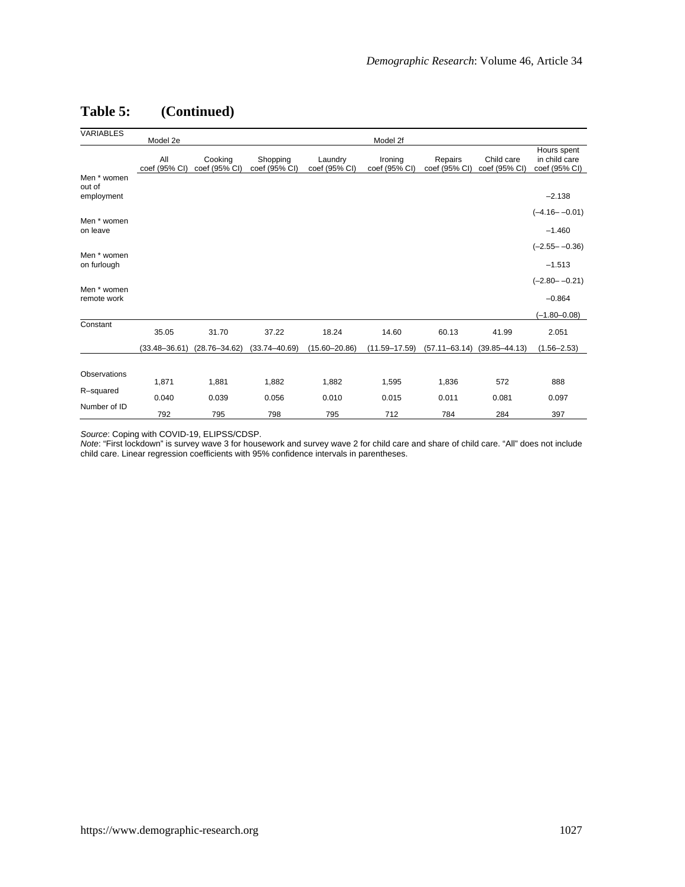**Table 5: (Continued)**

| VARIABLES | Model 2e | | | | Model 2f | | | |
|---|---|---|---|---|---|---|---|---|
| | All coef (95% CI) | Cooking coef (95% CI) | Shopping coef (95% CI) | Laundry coef (95% CI) | Ironing coef (95% CI) | Repairs coef (95% CI) | Child care coef (95% CI) | Hours spent in child care coef (95% CI) |
| Men * women out of employment | | | | | | | | −2.138 |
| | | | | | | | | (−4.16– −0.01) |
| Men * women on leave | | | | | | | | −1.460 |
| | | | | | | | | (−2.55– −0.36) |
| Men * women on furlough | | | | | | | | −1.513 |
| | | | | | | | | (−2.80– −0.21) |
| Men * women remote work | | | | | | | | −0.864 |
| | | | | | | | | (−1.80–0.08) |
| Constant | 35.05 | 31.70 | 37.22 | 18.24 | 14.60 | 60.13 | 41.99 | 2.051 |
| | (33.48–36.61) | (28.76–34.62) | (33.74–40.69) | (15.60–20.86) | (11.59–17.59) | (57.11–63.14) | (39.85–44.13) | (1.56–2.53) |
| Observations | 1,871 | 1,881 | 1,882 | 1,882 | 1,595 | 1,836 | 572 | 888 |
| R–squared | 0.040 | 0.039 | 0.056 | 0.010 | 0.015 | 0.011 | 0.081 | 0.097 |
| Number of ID | 792 | 795 | 798 | 795 | 712 | 784 | 284 | 397 |

*Source*: Coping with COVID-19, ELIPSS/CDSP.
*Note*: “First lockdown” is survey wave 3 for housework and survey wave 2 for child care and share of child care. “All” does not include child care. Linear regression coefficients with 95% confidence intervals in parentheses.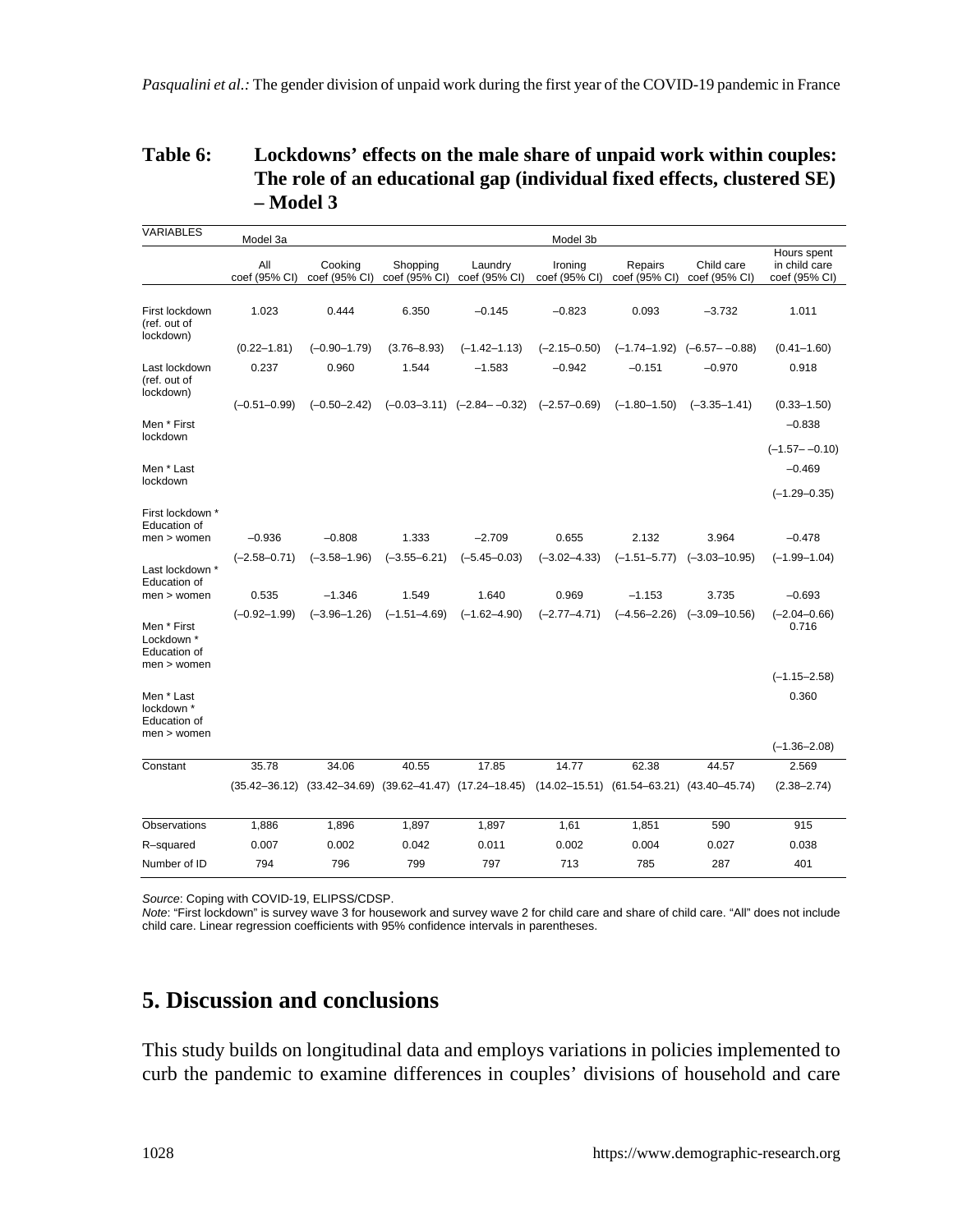## Table 6: Lockdowns' effects on the male share of unpaid work within couples: The role of an educational gap (individual fixed effects, clustered SE) – Model 3

| VARIABLES | Model 3a | | | | Model 3b | | | |
|---|---|---|---|---|---|---|---|---|
| | All coef (95% CI) | Cooking coef (95% CI) | Shopping coef (95% CI) | Laundry coef (95% CI) | Ironing coef (95% CI) | Repairs coef (95% CI) | Child care coef (95% CI) | Hours spent in child care coef (95% CI) |
| First lockdown (ref. out of lockdown) | 1.023 | 0.444 | 6.350 | –0.145 | –0.823 | 0.093 | –3.732 | 1.011 |
| | (0.22–1.81) | (–0.90–1.79) | (3.76–8.93) | (–1.42–1.13) | (–2.15–0.50) | (–1.74–1.92) | (–6.57– –0.88) | (0.41–1.60) |
| Last lockdown (ref. out of lockdown) | 0.237 | 0.960 | 1.544 | –1.583 | –0.942 | –0.151 | –0.970 | 0.918 |
| | (–0.51–0.99) | (–0.50–2.42) | (–0.03–3.11) | (–2.84– –0.32) | (–2.57–0.69) | (–1.80–1.50) | (–3.35–1.41) | (0.33–1.50) |
| Men * First lockdown | | | | | | | | –0.838 |
| | | | | | | | | (–1.57– –0.10) |
| Men * Last lockdown | | | | | | | | –0.469 |
| | | | | | | | | (–1.29–0.35) |
| First lockdown * Education of men > women | –0.936 | –0.808 | 1.333 | –2.709 | 0.655 | 2.132 | 3.964 | –0.478 |
| | (–2.58–0.71) | (–3.58–1.96) | (–3.55–6.21) | (–5.45–0.03) | (–3.02–4.33) | (–1.51–5.77) | (–3.03–10.95) | (–1.99–1.04) |
| Last lockdown * Education of men > women | 0.535 | –1.346 | 1.549 | 1.640 | 0.969 | –1.153 | 3.735 | –0.693 |
| | (–0.92–1.99) | (–3.96–1.26) | (–1.51–4.69) | (–1.62–4.90) | (–2.77–4.71) | (–4.56–2.26) | (–3.09–10.56) | (–2.04–0.66) |
| Men * First Lockdown * Education of men > women | | | | | | | | 0.716 |
| | | | | | | | | (–1.15–2.58) |
| Men * Last lockdown * Education of men > women | | | | | | | | 0.360 |
| | | | | | | | | (–1.36–2.08) |
| Constant | 35.78 | 34.06 | 40.55 | 17.85 | 14.77 | 62.38 | 44.57 | 2.569 |
| | (35.42–36.12) | (33.42–34.69) | (39.62–41.47) | (17.24–18.45) | (14.02–15.51) | (61.54–63.21) | (43.40–45.74) | (2.38–2.74) |
| Observations | 1,886 | 1,896 | 1,897 | 1,897 | 1,61 | 1,851 | 590 | 915 |
| R–squared | 0.007 | 0.002 | 0.042 | 0.011 | 0.002 | 0.004 | 0.027 | 0.038 |
| Number of ID | 794 | 796 | 799 | 797 | 713 | 785 | 287 | 401 |

*Source*: Coping with COVID-19, ELIPSS/CDSP.
*Note*: "First lockdown" is survey wave 3 for housework and survey wave 2 for child care and share of child care. "All" does not include child care. Linear regression coefficients with 95% confidence intervals in parentheses.

# 5. Discussion and conclusions

This study builds on longitudinal data and employs variations in policies implemented to curb the pandemic to examine differences in couples' divisions of household and care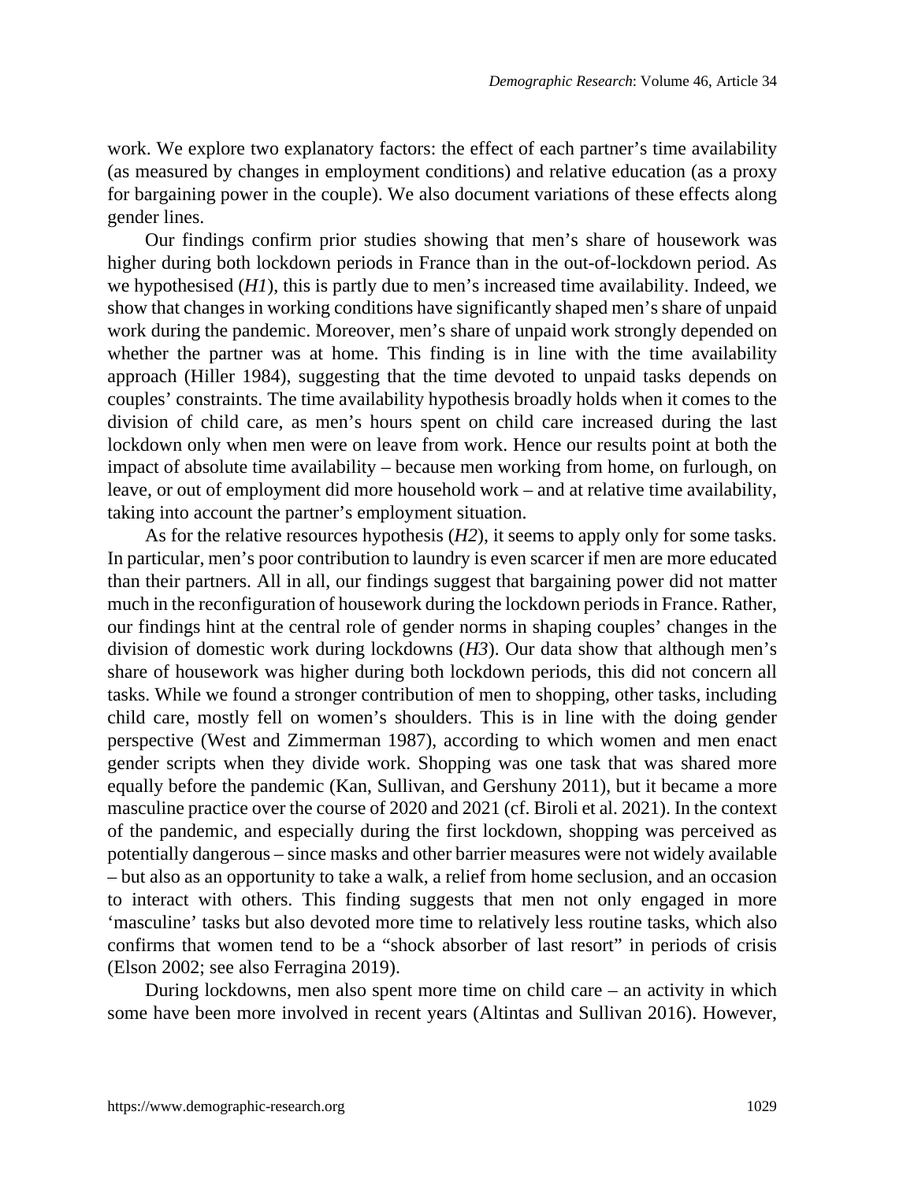work. We explore two explanatory factors: the effect of each partner's time availability (as measured by changes in employment conditions) and relative education (as a proxy for bargaining power in the couple). We also document variations of these effects along gender lines.

Our findings confirm prior studies showing that men's share of housework was higher during both lockdown periods in France than in the out-of-lockdown period. As we hypothesised (*H1*), this is partly due to men's increased time availability. Indeed, we show that changes in working conditions have significantly shaped men's share of unpaid work during the pandemic. Moreover, men's share of unpaid work strongly depended on whether the partner was at home. This finding is in line with the time availability approach (Hiller 1984), suggesting that the time devoted to unpaid tasks depends on couples' constraints. The time availability hypothesis broadly holds when it comes to the division of child care, as men's hours spent on child care increased during the last lockdown only when men were on leave from work. Hence our results point at both the impact of absolute time availability – because men working from home, on furlough, on leave, or out of employment did more household work – and at relative time availability, taking into account the partner's employment situation.

As for the relative resources hypothesis (*H2*), it seems to apply only for some tasks. In particular, men's poor contribution to laundry is even scarcer if men are more educated than their partners. All in all, our findings suggest that bargaining power did not matter much in the reconfiguration of housework during the lockdown periods in France. Rather, our findings hint at the central role of gender norms in shaping couples' changes in the division of domestic work during lockdowns (*H3*). Our data show that although men's share of housework was higher during both lockdown periods, this did not concern all tasks. While we found a stronger contribution of men to shopping, other tasks, including child care, mostly fell on women's shoulders. This is in line with the doing gender perspective (West and Zimmerman 1987), according to which women and men enact gender scripts when they divide work. Shopping was one task that was shared more equally before the pandemic (Kan, Sullivan, and Gershuny 2011), but it became a more masculine practice over the course of 2020 and 2021 (cf. Biroli et al. 2021). In the context of the pandemic, and especially during the first lockdown, shopping was perceived as potentially dangerous – since masks and other barrier measures were not widely available – but also as an opportunity to take a walk, a relief from home seclusion, and an occasion to interact with others. This finding suggests that men not only engaged in more 'masculine' tasks but also devoted more time to relatively less routine tasks, which also confirms that women tend to be a "shock absorber of last resort" in periods of crisis (Elson 2002; see also Ferragina 2019).

During lockdowns, men also spent more time on child care – an activity in which some have been more involved in recent years (Altintas and Sullivan 2016). However,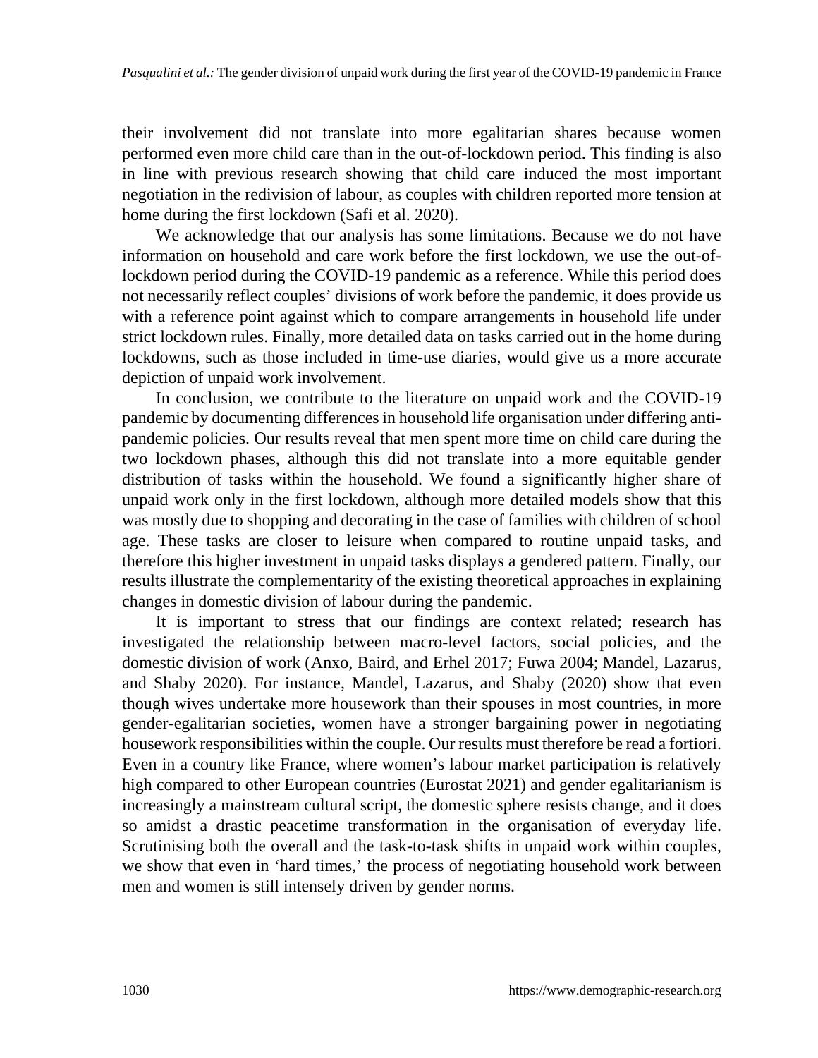their involvement did not translate into more egalitarian shares because women performed even more child care than in the out-of-lockdown period. This finding is also in line with previous research showing that child care induced the most important negotiation in the redivision of labour, as couples with children reported more tension at home during the first lockdown (Safi et al. 2020).

We acknowledge that our analysis has some limitations. Because we do not have information on household and care work before the first lockdown, we use the out-of-lockdown period during the COVID-19 pandemic as a reference. While this period does not necessarily reflect couples' divisions of work before the pandemic, it does provide us with a reference point against which to compare arrangements in household life under strict lockdown rules. Finally, more detailed data on tasks carried out in the home during lockdowns, such as those included in time-use diaries, would give us a more accurate depiction of unpaid work involvement.

In conclusion, we contribute to the literature on unpaid work and the COVID-19 pandemic by documenting differences in household life organisation under differing anti-pandemic policies. Our results reveal that men spent more time on child care during the two lockdown phases, although this did not translate into a more equitable gender distribution of tasks within the household. We found a significantly higher share of unpaid work only in the first lockdown, although more detailed models show that this was mostly due to shopping and decorating in the case of families with children of school age. These tasks are closer to leisure when compared to routine unpaid tasks, and therefore this higher investment in unpaid tasks displays a gendered pattern. Finally, our results illustrate the complementarity of the existing theoretical approaches in explaining changes in domestic division of labour during the pandemic.

It is important to stress that our findings are context related; research has investigated the relationship between macro-level factors, social policies, and the domestic division of work (Anxo, Baird, and Erhel 2017; Fuwa 2004; Mandel, Lazarus, and Shaby 2020). For instance, Mandel, Lazarus, and Shaby (2020) show that even though wives undertake more housework than their spouses in most countries, in more gender-egalitarian societies, women have a stronger bargaining power in negotiating housework responsibilities within the couple. Our results must therefore be read a fortiori. Even in a country like France, where women's labour market participation is relatively high compared to other European countries (Eurostat 2021) and gender egalitarianism is increasingly a mainstream cultural script, the domestic sphere resists change, and it does so amidst a drastic peacetime transformation in the organisation of everyday life. Scrutinising both the overall and the task-to-task shifts in unpaid work within couples, we show that even in 'hard times,' the process of negotiating household work between men and women is still intensely driven by gender norms.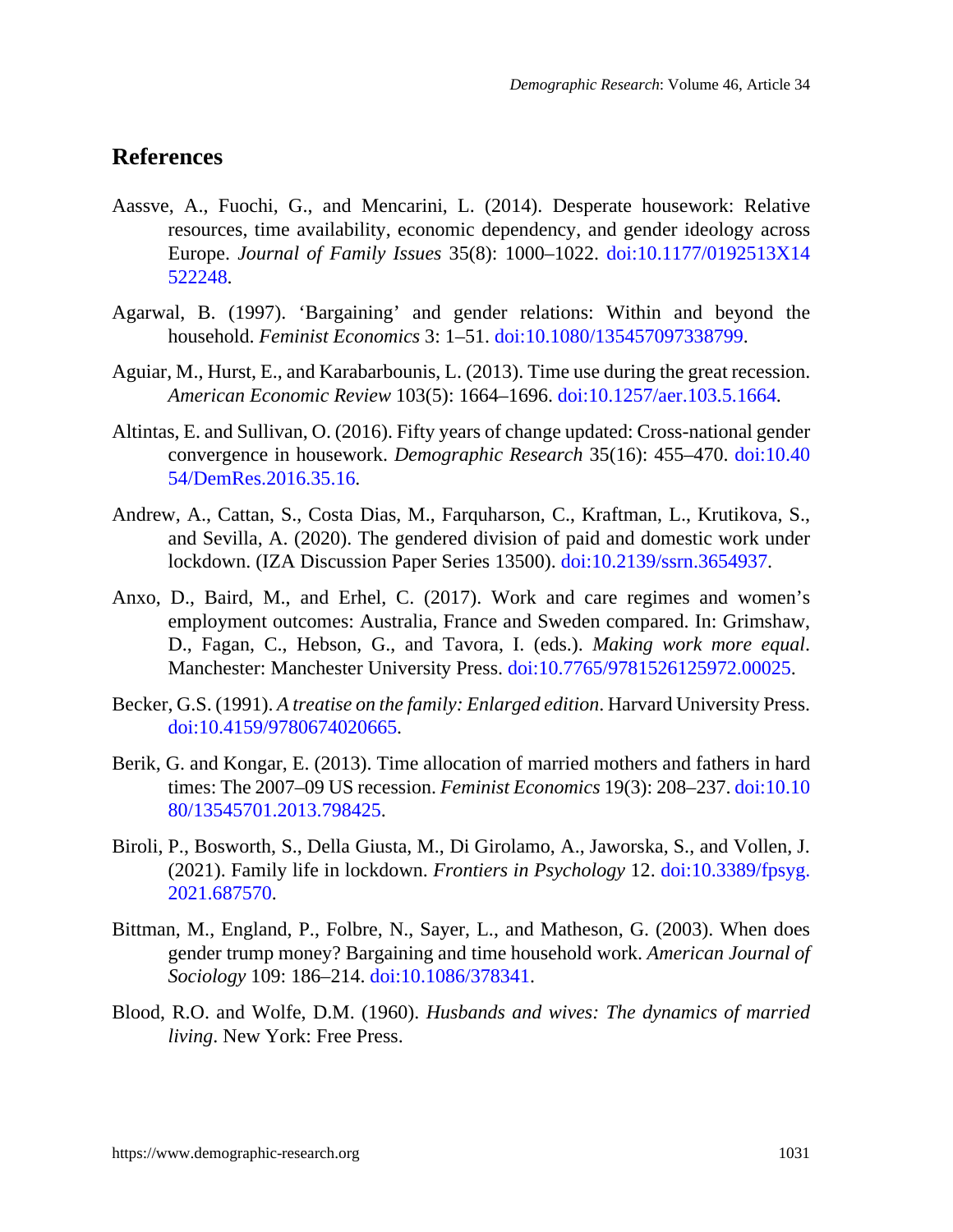## References

Aassve, A., Fuochi, G., and Mencarini, L. (2014). Desperate housework: Relative resources, time availability, economic dependency, and gender ideology across Europe. *Journal of Family Issues* 35(8): 1000–1022. doi:10.1177/0192513X14522248.

Agarwal, B. (1997). 'Bargaining' and gender relations: Within and beyond the household. *Feminist Economics* 3: 1–51. doi:10.1080/135457097338799.

Aguiar, M., Hurst, E., and Karabarbounis, L. (2013). Time use during the great recession. *American Economic Review* 103(5): 1664–1696. doi:10.1257/aer.103.5.1664.

Altintas, E. and Sullivan, O. (2016). Fifty years of change updated: Cross-national gender convergence in housework. *Demographic Research* 35(16): 455–470. doi:10.4054/DemRes.2016.35.16.

Andrew, A., Cattan, S., Costa Dias, M., Farquharson, C., Kraftman, L., Krutikova, S., and Sevilla, A. (2020). The gendered division of paid and domestic work under lockdown. (IZA Discussion Paper Series 13500). doi:10.2139/ssrn.3654937.

Anxo, D., Baird, M., and Erhel, C. (2017). Work and care regimes and women's employment outcomes: Australia, France and Sweden compared. In: Grimshaw, D., Fagan, C., Hebson, G., and Tavora, I. (eds.). *Making work more equal*. Manchester: Manchester University Press. doi:10.7765/9781526125972.00025.

Becker, G.S. (1991). *A treatise on the family: Enlarged edition*. Harvard University Press. doi:10.4159/9780674020665.

Berik, G. and Kongar, E. (2013). Time allocation of married mothers and fathers in hard times: The 2007–09 US recession. *Feminist Economics* 19(3): 208–237. doi:10.1080/13545701.2013.798425.

Biroli, P., Bosworth, S., Della Giusta, M., Di Girolamo, A., Jaworska, S., and Vollen, J. (2021). Family life in lockdown. *Frontiers in Psychology* 12. doi:10.3389/fpsyg.2021.687570.

Bittman, M., England, P., Folbre, N., Sayer, L., and Matheson, G. (2003). When does gender trump money? Bargaining and time household work. *American Journal of Sociology* 109: 186–214. doi:10.1086/378341.

Blood, R.O. and Wolfe, D.M. (1960). *Husbands and wives: The dynamics of married living*. New York: Free Press.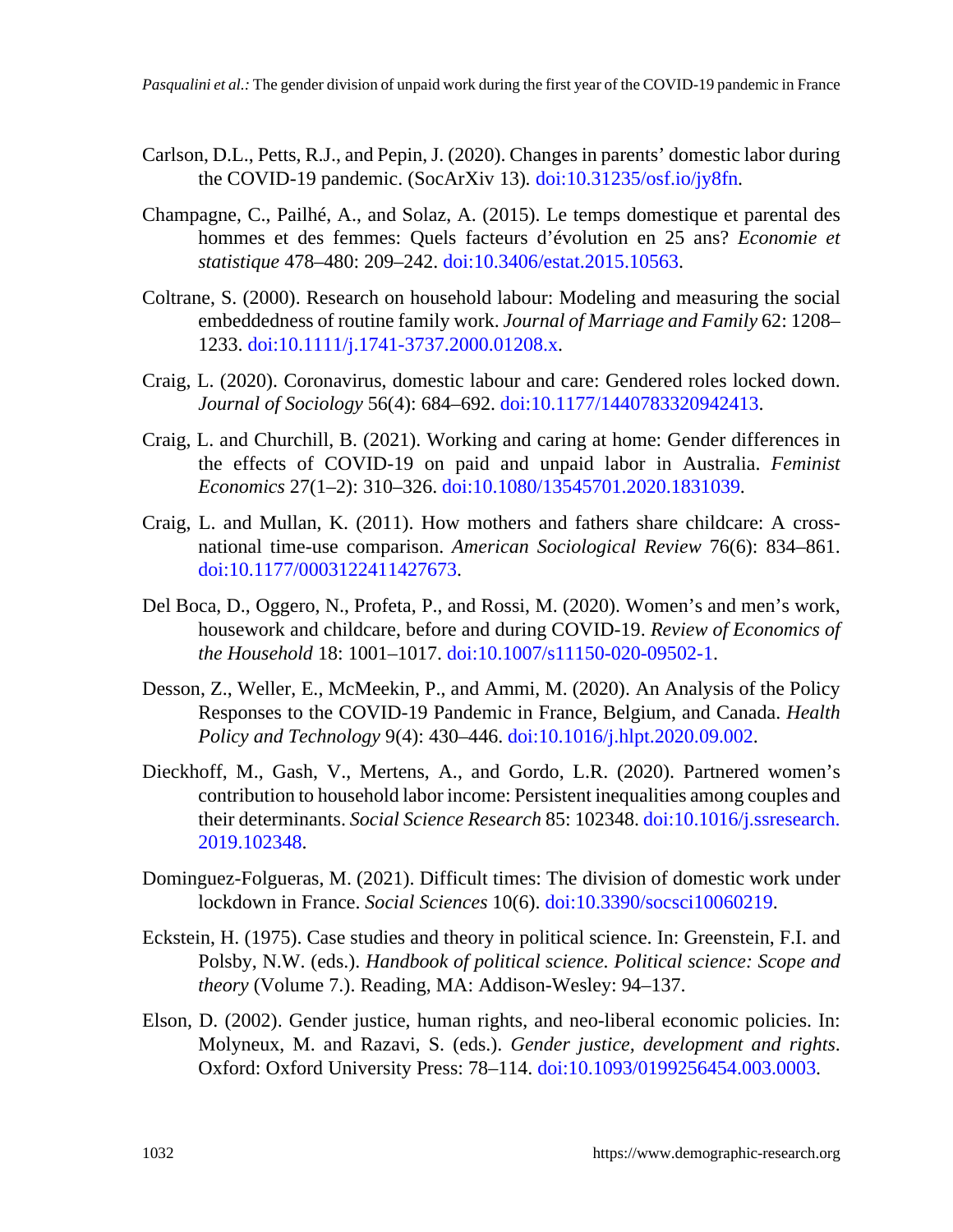Carlson, D.L., Petts, R.J., and Pepin, J. (2020). Changes in parents' domestic labor during the COVID-19 pandemic. (SocArXiv 13). doi:10.31235/osf.io/jy8fn.

Champagne, C., Pailhé, A., and Solaz, A. (2015). Le temps domestique et parental des hommes et des femmes: Quels facteurs d'évolution en 25 ans? *Economie et statistique* 478–480: 209–242. doi:10.3406/estat.2015.10563.

Coltrane, S. (2000). Research on household labour: Modeling and measuring the social embeddedness of routine family work. *Journal of Marriage and Family* 62: 1208–1233. doi:10.1111/j.1741-3737.2000.01208.x.

Craig, L. (2020). Coronavirus, domestic labour and care: Gendered roles locked down. *Journal of Sociology* 56(4): 684–692. doi:10.1177/1440783320942413.

Craig, L. and Churchill, B. (2021). Working and caring at home: Gender differences in the effects of COVID-19 on paid and unpaid labor in Australia. *Feminist Economics* 27(1–2): 310–326. doi:10.1080/13545701.2020.1831039.

Craig, L. and Mullan, K. (2011). How mothers and fathers share childcare: A cross-national time-use comparison. *American Sociological Review* 76(6): 834–861. doi:10.1177/0003122411427673.

Del Boca, D., Oggero, N., Profeta, P., and Rossi, M. (2020). Women's and men's work, housework and childcare, before and during COVID-19. *Review of Economics of the Household* 18: 1001–1017. doi:10.1007/s11150-020-09502-1.

Desson, Z., Weller, E., McMeekin, P., and Ammi, M. (2020). An Analysis of the Policy Responses to the COVID-19 Pandemic in France, Belgium, and Canada. *Health Policy and Technology* 9(4): 430–446. doi:10.1016/j.hlpt.2020.09.002.

Dieckhoff, M., Gash, V., Mertens, A., and Gordo, L.R. (2020). Partnered women's contribution to household labor income: Persistent inequalities among couples and their determinants. *Social Science Research* 85: 102348. doi:10.1016/j.ssresearch.2019.102348.

Dominguez-Folgueras, M. (2021). Difficult times: The division of domestic work under lockdown in France. *Social Sciences* 10(6). doi:10.3390/socsci10060219.

Eckstein, H. (1975). Case studies and theory in political science. In: Greenstein, F.I. and Polsby, N.W. (eds.). *Handbook of political science. Political science: Scope and theory* (Volume 7.). Reading, MA: Addison-Wesley: 94–137.

Elson, D. (2002). Gender justice, human rights, and neo-liberal economic policies. In: Molyneux, M. and Razavi, S. (eds.). *Gender justice, development and rights*. Oxford: Oxford University Press: 78–114. doi:10.1093/0199256454.003.0003.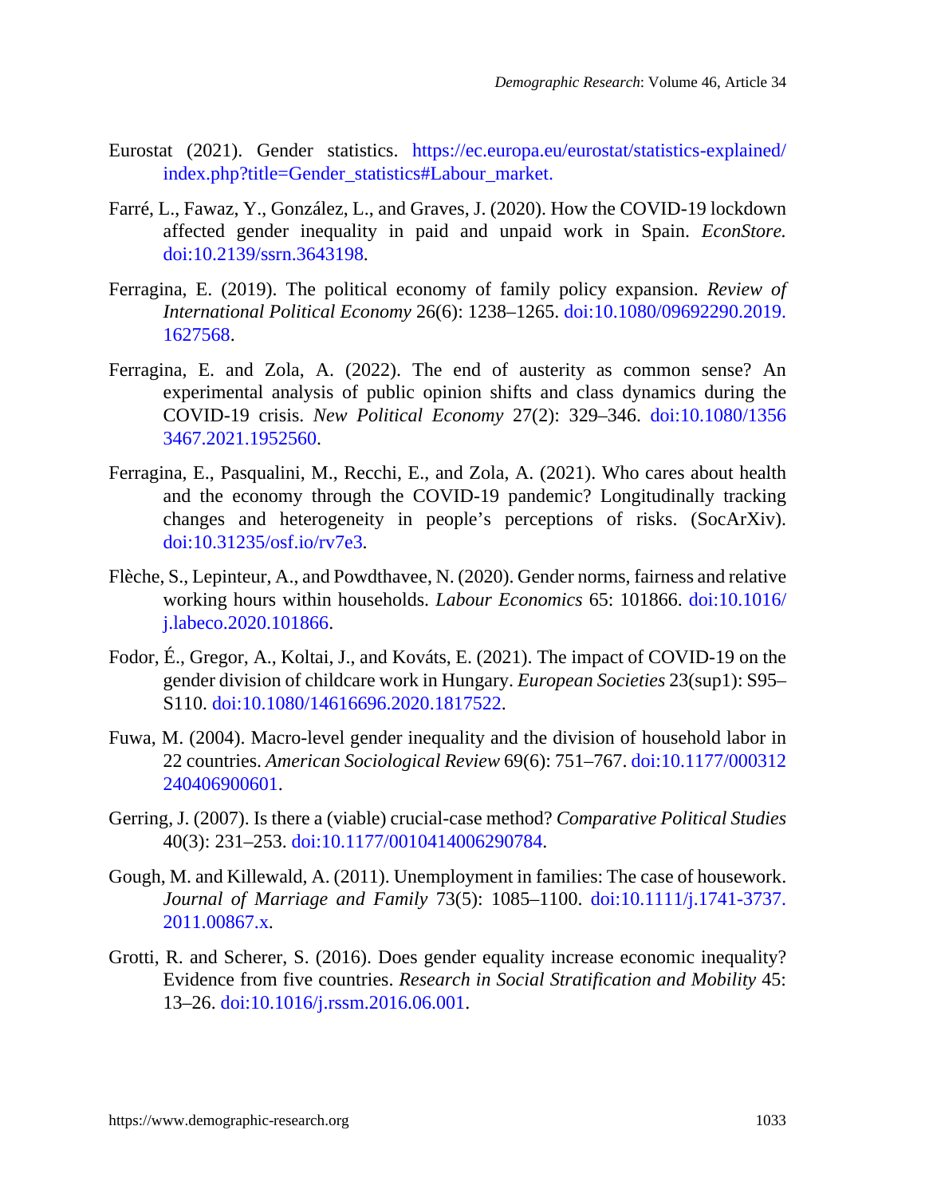Eurostat (2021). Gender statistics. https://ec.europa.eu/eurostat/statistics-explained/index.php?title=Gender_statistics#Labour_market.

Farré, L., Fawaz, Y., González, L., and Graves, J. (2020). How the COVID-19 lockdown affected gender inequality in paid and unpaid work in Spain. *EconStore.* doi:10.2139/ssrn.3643198.

Ferragina, E. (2019). The political economy of family policy expansion. *Review of International Political Economy* 26(6): 1238–1265. doi:10.1080/09692290.2019.1627568.

Ferragina, E. and Zola, A. (2022). The end of austerity as common sense? An experimental analysis of public opinion shifts and class dynamics during the COVID-19 crisis. *New Political Economy* 27(2): 329–346. doi:10.1080/13563467.2021.1952560.

Ferragina, E., Pasqualini, M., Recchi, E., and Zola, A. (2021). Who cares about health and the economy through the COVID-19 pandemic? Longitudinally tracking changes and heterogeneity in people's perceptions of risks. (SocArXiv). doi:10.31235/osf.io/rv7e3.

Flèche, S., Lepinteur, A., and Powdthavee, N. (2020). Gender norms, fairness and relative working hours within households. *Labour Economics* 65: 101866. doi:10.1016/j.labeco.2020.101866.

Fodor, É., Gregor, A., Koltai, J., and Kováts, E. (2021). The impact of COVID-19 on the gender division of childcare work in Hungary. *European Societies* 23(sup1): S95–S110. doi:10.1080/14616696.2020.1817522.

Fuwa, M. (2004). Macro-level gender inequality and the division of household labor in 22 countries. *American Sociological Review* 69(6): 751–767. doi:10.1177/000312240406900601.

Gerring, J. (2007). Is there a (viable) crucial-case method? *Comparative Political Studies* 40(3): 231–253. doi:10.1177/0010414006290784.

Gough, M. and Killewald, A. (2011). Unemployment in families: The case of housework. *Journal of Marriage and Family* 73(5): 1085–1100. doi:10.1111/j.1741-3737.2011.00867.x.

Grotti, R. and Scherer, S. (2016). Does gender equality increase economic inequality? Evidence from five countries. *Research in Social Stratification and Mobility* 45: 13–26. doi:10.1016/j.rssm.2016.06.001.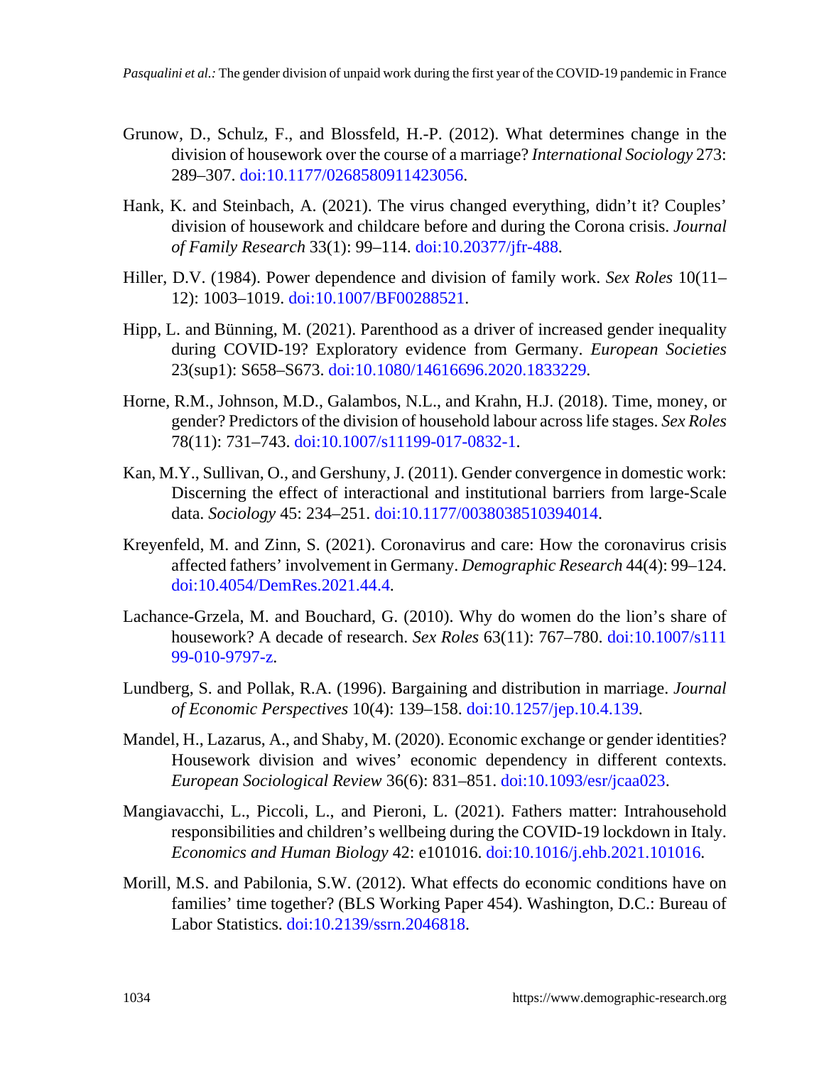Grunow, D., Schulz, F., and Blossfeld, H.-P. (2012). What determines change in the division of housework over the course of a marriage? *International Sociology* 273: 289–307. doi:10.1177/0268580911423056.

Hank, K. and Steinbach, A. (2021). The virus changed everything, didn't it? Couples' division of housework and childcare before and during the Corona crisis. *Journal of Family Research* 33(1): 99–114. doi:10.20377/jfr-488.

Hiller, D.V. (1984). Power dependence and division of family work. *Sex Roles* 10(11–12): 1003–1019. doi:10.1007/BF00288521.

Hipp, L. and Bünning, M. (2021). Parenthood as a driver of increased gender inequality during COVID-19? Exploratory evidence from Germany. *European Societies* 23(sup1): S658–S673. doi:10.1080/14616696.2020.1833229.

Horne, R.M., Johnson, M.D., Galambos, N.L., and Krahn, H.J. (2018). Time, money, or gender? Predictors of the division of household labour across life stages. *Sex Roles* 78(11): 731–743. doi:10.1007/s11199-017-0832-1.

Kan, M.Y., Sullivan, O., and Gershuny, J. (2011). Gender convergence in domestic work: Discerning the effect of interactional and institutional barriers from large-Scale data. *Sociology* 45: 234–251. doi:10.1177/0038038510394014.

Kreyenfeld, M. and Zinn, S. (2021). Coronavirus and care: How the coronavirus crisis affected fathers' involvement in Germany. *Demographic Research* 44(4): 99–124. doi:10.4054/DemRes.2021.44.4.

Lachance-Grzela, M. and Bouchard, G. (2010). Why do women do the lion's share of housework? A decade of research. *Sex Roles* 63(11): 767–780. doi:10.1007/s11199-010-9797-z.

Lundberg, S. and Pollak, R.A. (1996). Bargaining and distribution in marriage. *Journal of Economic Perspectives* 10(4): 139–158. doi:10.1257/jep.10.4.139.

Mandel, H., Lazarus, A., and Shaby, M. (2020). Economic exchange or gender identities? Housework division and wives' economic dependency in different contexts. *European Sociological Review* 36(6): 831–851. doi:10.1093/esr/jcaa023.

Mangiavacchi, L., Piccoli, L., and Pieroni, L. (2021). Fathers matter: Intrahousehold responsibilities and children's wellbeing during the COVID-19 lockdown in Italy. *Economics and Human Biology* 42: e101016. doi:10.1016/j.ehb.2021.101016.

Morill, M.S. and Pabilonia, S.W. (2012). What effects do economic conditions have on families' time together? (BLS Working Paper 454). Washington, D.C.: Bureau of Labor Statistics. doi:10.2139/ssrn.2046818.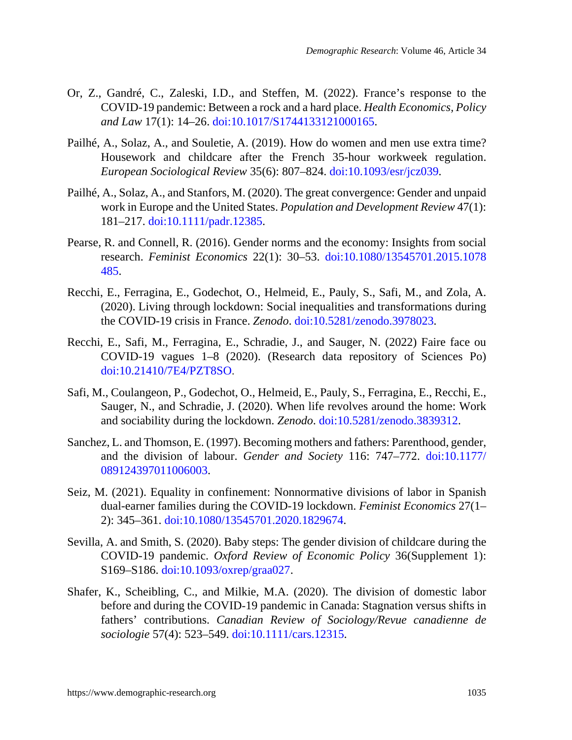Or, Z., Gandré, C., Zaleski, I.D., and Steffen, M. (2022). France's response to the COVID-19 pandemic: Between a rock and a hard place. *Health Economics, Policy and Law* 17(1): 14–26. doi:10.1017/S1744133121000165.

Pailhé, A., Solaz, A., and Souletie, A. (2019). How do women and men use extra time? Housework and childcare after the French 35-hour workweek regulation. *European Sociological Review* 35(6): 807–824. doi:10.1093/esr/jcz039.

Pailhé, A., Solaz, A., and Stanfors, M. (2020). The great convergence: Gender and unpaid work in Europe and the United States. *Population and Development Review* 47(1): 181–217. doi:10.1111/padr.12385.

Pearse, R. and Connell, R. (2016). Gender norms and the economy: Insights from social research. *Feminist Economics* 22(1): 30–53. doi:10.1080/13545701.2015.1078485.

Recchi, E., Ferragina, E., Godechot, O., Helmeid, E., Pauly, S., Safi, M., and Zola, A. (2020). Living through lockdown: Social inequalities and transformations during the COVID-19 crisis in France. *Zenodo*. doi:10.5281/zenodo.3978023.

Recchi, E., Safi, M., Ferragina, E., Schradie, J., and Sauger, N. (2022) Faire face ou COVID-19 vagues 1–8 (2020). (Research data repository of Sciences Po) doi:10.21410/7E4/PZT8SO.

Safi, M., Coulangeon, P., Godechot, O., Helmeid, E., Pauly, S., Ferragina, E., Recchi, E., Sauger, N., and Schradie, J. (2020). When life revolves around the home: Work and sociability during the lockdown. *Zenodo*. doi:10.5281/zenodo.3839312.

Sanchez, L. and Thomson, E. (1997). Becoming mothers and fathers: Parenthood, gender, and the division of labour. *Gender and Society* 116: 747–772. doi:10.1177/089124397011006003.

Seiz, M. (2021). Equality in confinement: Nonnormative divisions of labor in Spanish dual-earner families during the COVID-19 lockdown. *Feminist Economics* 27(1–2): 345–361. doi:10.1080/13545701.2020.1829674.

Sevilla, A. and Smith, S. (2020). Baby steps: The gender division of childcare during the COVID-19 pandemic. *Oxford Review of Economic Policy* 36(Supplement 1): S169–S186. doi:10.1093/oxrep/graa027.

Shafer, K., Scheibling, C., and Milkie, M.A. (2020). The division of domestic labor before and during the COVID-19 pandemic in Canada: Stagnation versus shifts in fathers' contributions. *Canadian Review of Sociology/Revue canadienne de sociologie* 57(4): 523–549. doi:10.1111/cars.12315.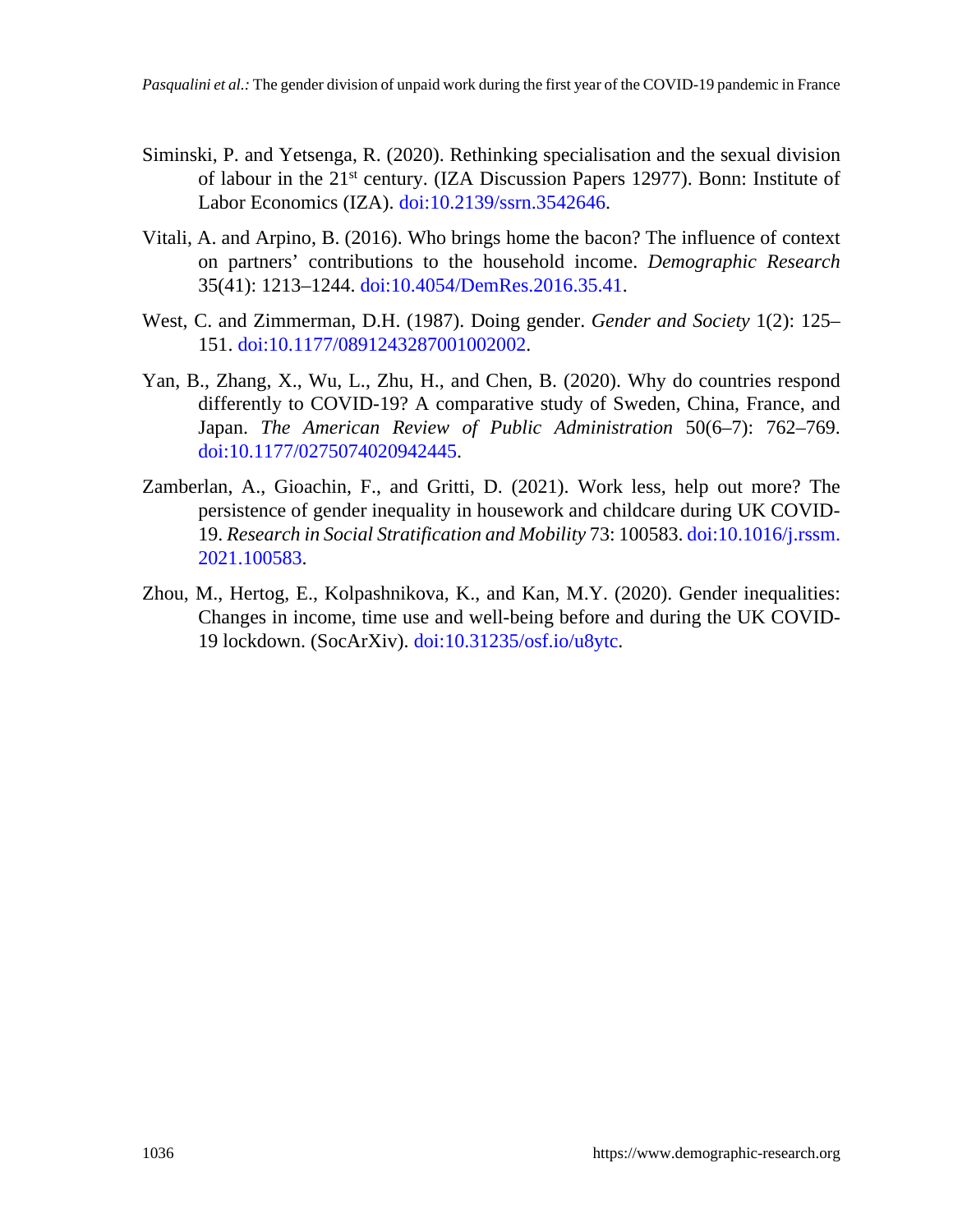Siminski, P. and Yetsenga, R. (2020). Rethinking specialisation and the sexual division of labour in the 21st century. (IZA Discussion Papers 12977). Bonn: Institute of Labor Economics (IZA). doi:10.2139/ssrn.3542646.

Vitali, A. and Arpino, B. (2016). Who brings home the bacon? The influence of context on partners' contributions to the household income. *Demographic Research* 35(41): 1213–1244. doi:10.4054/DemRes.2016.35.41.

West, C. and Zimmerman, D.H. (1987). Doing gender. *Gender and Society* 1(2): 125–151. doi:10.1177/0891243287001002002.

Yan, B., Zhang, X., Wu, L., Zhu, H., and Chen, B. (2020). Why do countries respond differently to COVID-19? A comparative study of Sweden, China, France, and Japan. *The American Review of Public Administration* 50(6–7): 762–769. doi:10.1177/0275074020942445.

Zamberlan, A., Gioachin, F., and Gritti, D. (2021). Work less, help out more? The persistence of gender inequality in housework and childcare during UK COVID-19. *Research in Social Stratification and Mobility* 73: 100583. doi:10.1016/j.rssm.2021.100583.

Zhou, M., Hertog, E., Kolpashnikova, K., and Kan, M.Y. (2020). Gender inequalities: Changes in income, time use and well-being before and during the UK COVID-19 lockdown. (SocArXiv). doi:10.31235/osf.io/u8ytc.